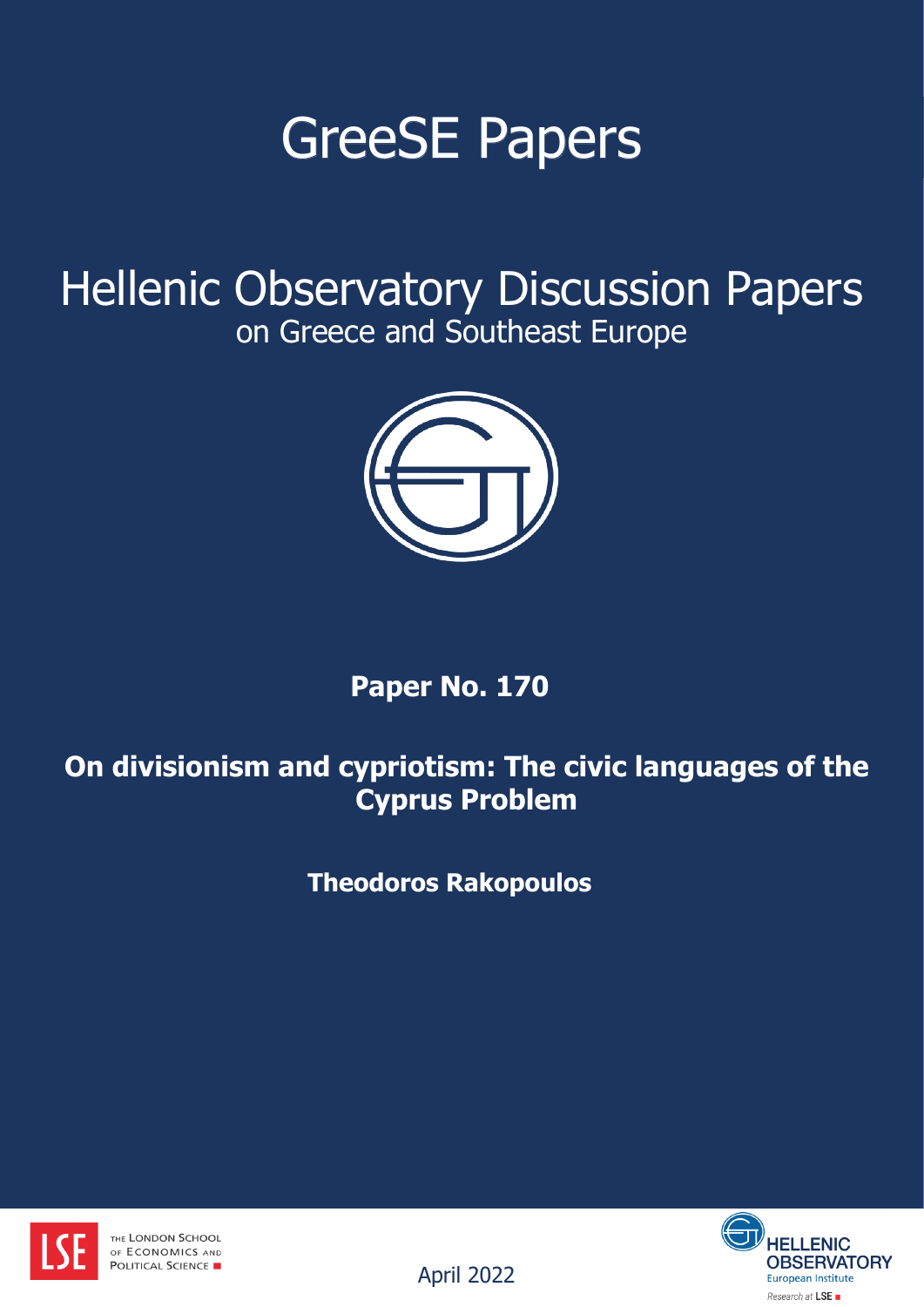# GreeSE Papers

## Hellenic Observatory Discussion Papers
on Greece and Southeast Europe

**Paper No. 170**

**On divisionism and cypriotism: The civic languages of the Cyprus Problem**

**Theodoros Rakopoulos**

THE LONDON SCHOOL OF ECONOMICS AND POLITICAL SCIENCE

April 2022

HELLENIC OBSERVATORY
European Institute
Research at LSE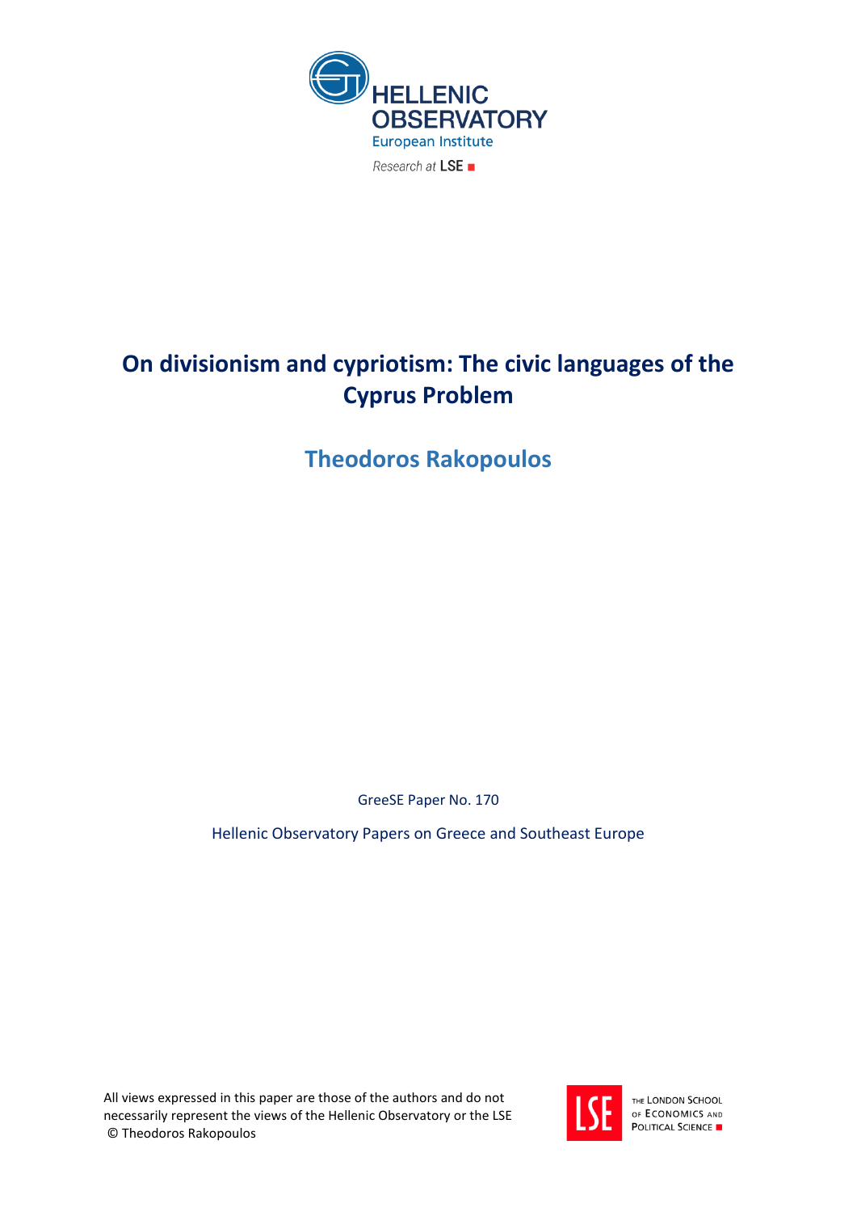# On divisionism and cypriotism: The civic languages of the Cyprus Problem

## Theodoros Rakopoulos

GreeSE Paper No. 170

Hellenic Observatory Papers on Greece and Southeast Europe

All views expressed in this paper are those of the authors and do not necessarily represent the views of the Hellenic Observatory or the LSE
© Theodoros Rakopoulos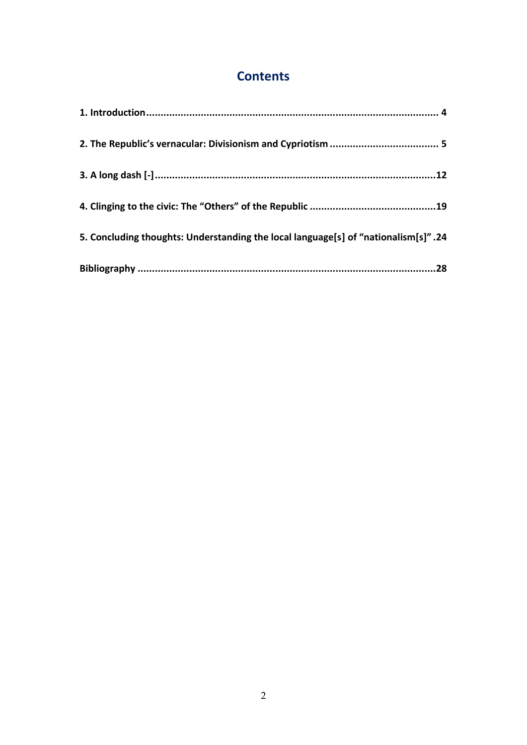# Contents

1. Introduction ..................................................................................................... 4

2. The Republic's vernacular: Divisionism and Cypriotism ...................................... 5

3. A long dash [-] .................................................................................................12

4. Clinging to the civic: The "Others" of the Republic ............................................19

5. Concluding thoughts: Understanding the local language[s] of "nationalism[s]" .24

Bibliography .......................................................................................................28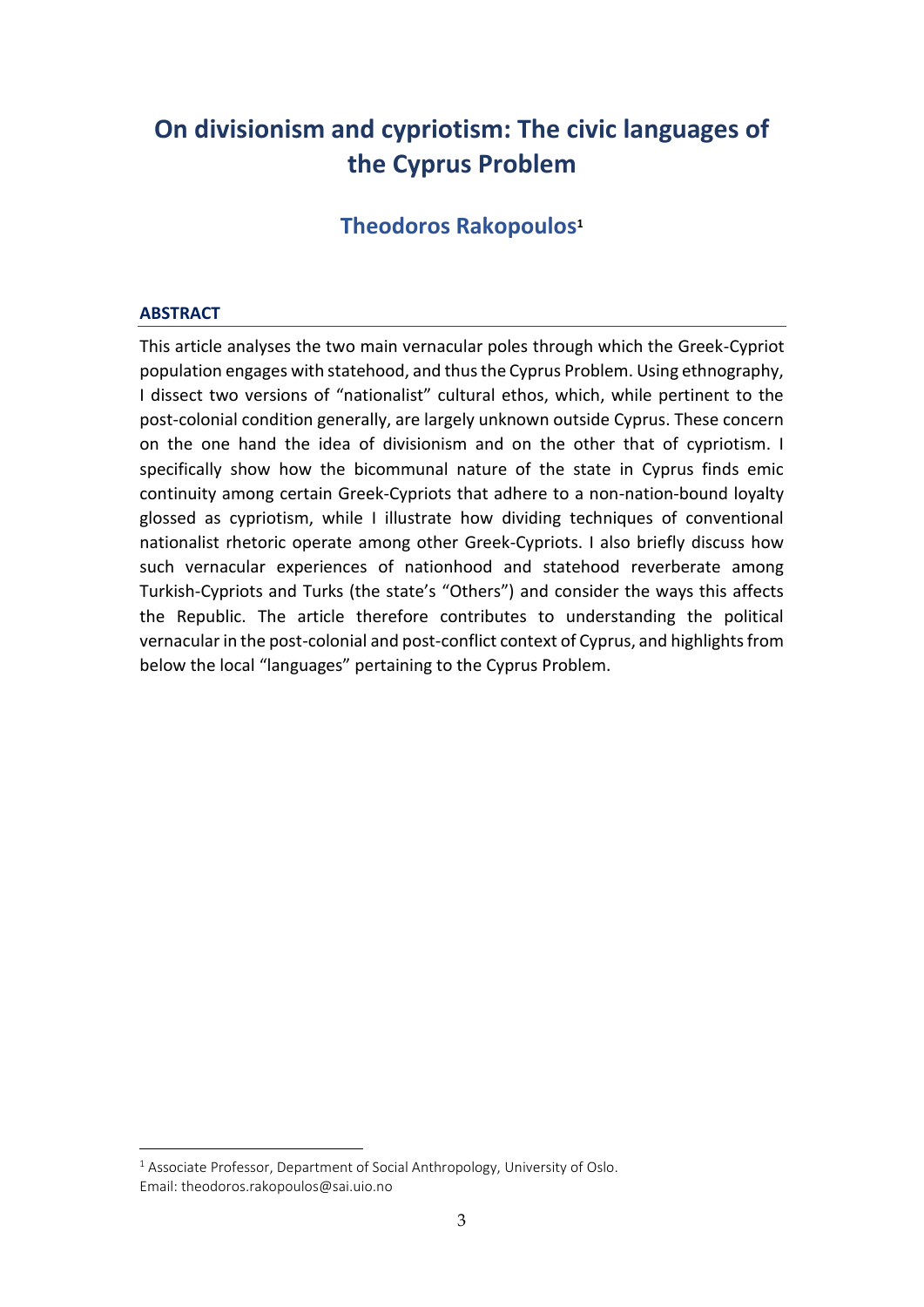# On divisionism and cypriotism: The civic languages of the Cyprus Problem

## Theodoros Rakopoulos[1]

### ABSTRACT

This article analyses the two main vernacular poles through which the Greek-Cypriot population engages with statehood, and thus the Cyprus Problem. Using ethnography, I dissect two versions of "nationalist" cultural ethos, which, while pertinent to the post-colonial condition generally, are largely unknown outside Cyprus. These concern on the one hand the idea of divisionism and on the other that of cypriotism. I specifically show how the bicommunal nature of the state in Cyprus finds emic continuity among certain Greek-Cypriots that adhere to a non-nation-bound loyalty glossed as cypriotism, while I illustrate how dividing techniques of conventional nationalist rhetoric operate among other Greek-Cypriots. I also briefly discuss how such vernacular experiences of nationhood and statehood reverberate among Turkish-Cypriots and Turks (the state's "Others") and consider the ways this affects the Republic. The article therefore contributes to understanding the political vernacular in the post-colonial and post-conflict context of Cyprus, and highlights from below the local "languages" pertaining to the Cyprus Problem.

---

[1] Associate Professor, Department of Social Anthropology, University of Oslo. Email: theodoros.rakopoulos@sai.uio.no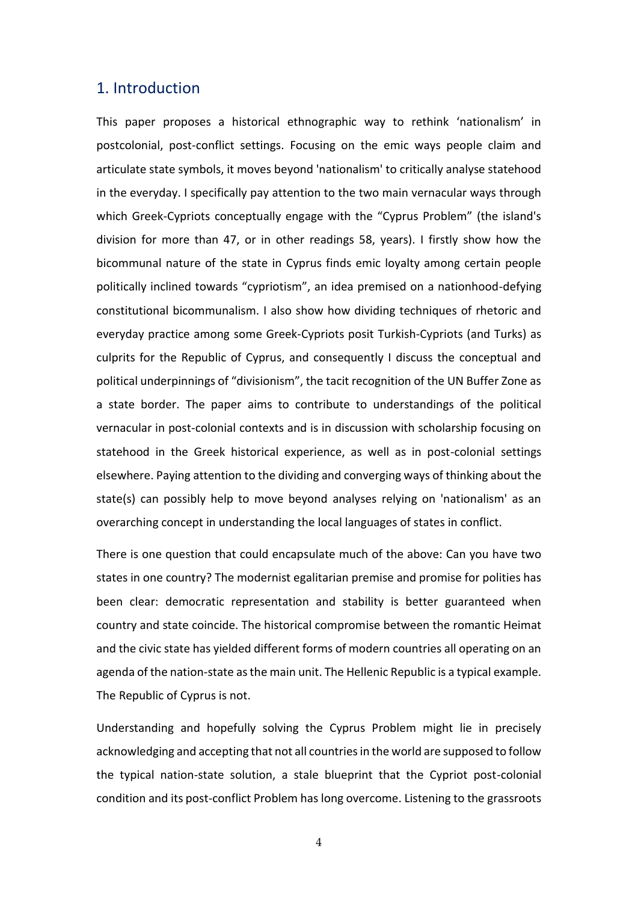## 1. Introduction

This paper proposes a historical ethnographic way to rethink 'nationalism' in postcolonial, post-conflict settings. Focusing on the emic ways people claim and articulate state symbols, it moves beyond 'nationalism' to critically analyse statehood in the everyday. I specifically pay attention to the two main vernacular ways through which Greek-Cypriots conceptually engage with the "Cyprus Problem" (the island's division for more than 47, or in other readings 58, years). I firstly show how the bicommunal nature of the state in Cyprus finds emic loyalty among certain people politically inclined towards "cypriotism", an idea premised on a nationhood-defying constitutional bicommunalism. I also show how dividing techniques of rhetoric and everyday practice among some Greek-Cypriots posit Turkish-Cypriots (and Turks) as culprits for the Republic of Cyprus, and consequently I discuss the conceptual and political underpinnings of "divisionism", the tacit recognition of the UN Buffer Zone as a state border. The paper aims to contribute to understandings of the political vernacular in post-colonial contexts and is in discussion with scholarship focusing on statehood in the Greek historical experience, as well as in post-colonial settings elsewhere. Paying attention to the dividing and converging ways of thinking about the state(s) can possibly help to move beyond analyses relying on 'nationalism' as an overarching concept in understanding the local languages of states in conflict.

There is one question that could encapsulate much of the above: Can you have two states in one country? The modernist egalitarian premise and promise for polities has been clear: democratic representation and stability is better guaranteed when country and state coincide. The historical compromise between the romantic Heimat and the civic state has yielded different forms of modern countries all operating on an agenda of the nation-state as the main unit. The Hellenic Republic is a typical example. The Republic of Cyprus is not.

Understanding and hopefully solving the Cyprus Problem might lie in precisely acknowledging and accepting that not all countries in the world are supposed to follow the typical nation-state solution, a stale blueprint that the Cypriot post-colonial condition and its post-conflict Problem has long overcome. Listening to the grassroots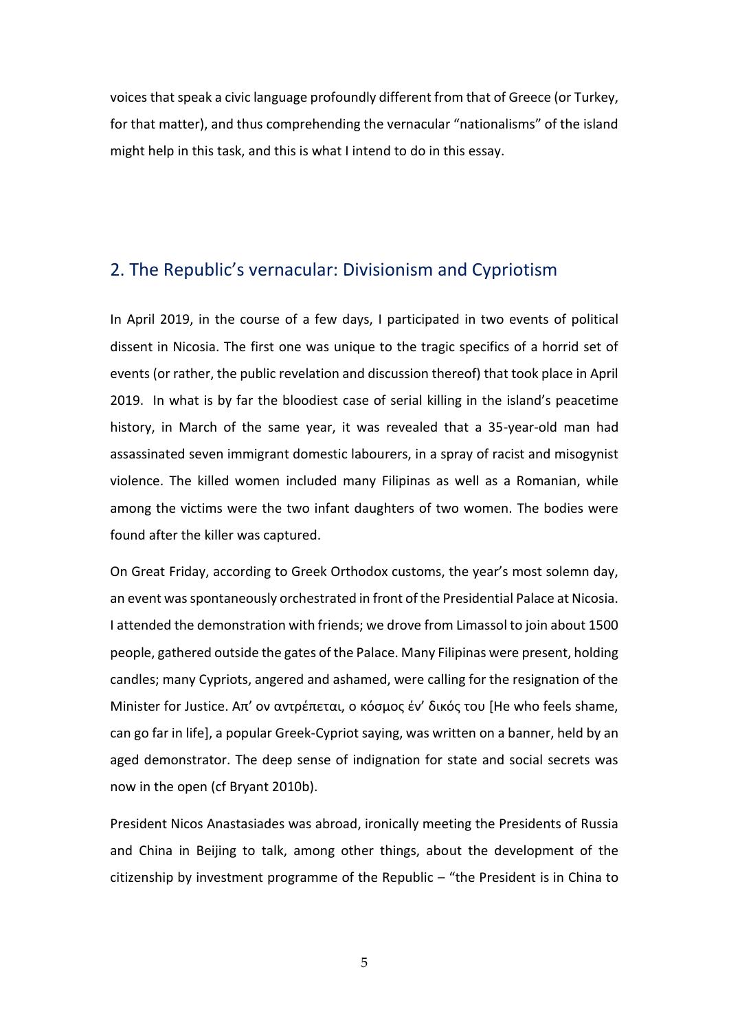voices that speak a civic language profoundly different from that of Greece (or Turkey, for that matter), and thus comprehending the vernacular "nationalisms" of the island might help in this task, and this is what I intend to do in this essay.

## 2. The Republic's vernacular: Divisionism and Cypriotism

In April 2019, in the course of a few days, I participated in two events of political dissent in Nicosia. The first one was unique to the tragic specifics of a horrid set of events (or rather, the public revelation and discussion thereof) that took place in April 2019. In what is by far the bloodiest case of serial killing in the island's peacetime history, in March of the same year, it was revealed that a 35-year-old man had assassinated seven immigrant domestic labourers, in a spray of racist and misogynist violence. The killed women included many Filipinas as well as a Romanian, while among the victims were the two infant daughters of two women. The bodies were found after the killer was captured.

On Great Friday, according to Greek Orthodox customs, the year's most solemn day, an event was spontaneously orchestrated in front of the Presidential Palace at Nicosia. I attended the demonstration with friends; we drove from Limassol to join about 1500 people, gathered outside the gates of the Palace. Many Filipinas were present, holding candles; many Cypriots, angered and ashamed, were calling for the resignation of the Minister for Justice. Απ' ον αντρέπεται, ο κόσμος έν' δικός του [He who feels shame, can go far in life], a popular Greek-Cypriot saying, was written on a banner, held by an aged demonstrator. The deep sense of indignation for state and social secrets was now in the open (cf Bryant 2010b).

President Nicos Anastasiades was abroad, ironically meeting the Presidents of Russia and China in Beijing to talk, among other things, about the development of the citizenship by investment programme of the Republic – "the President is in China to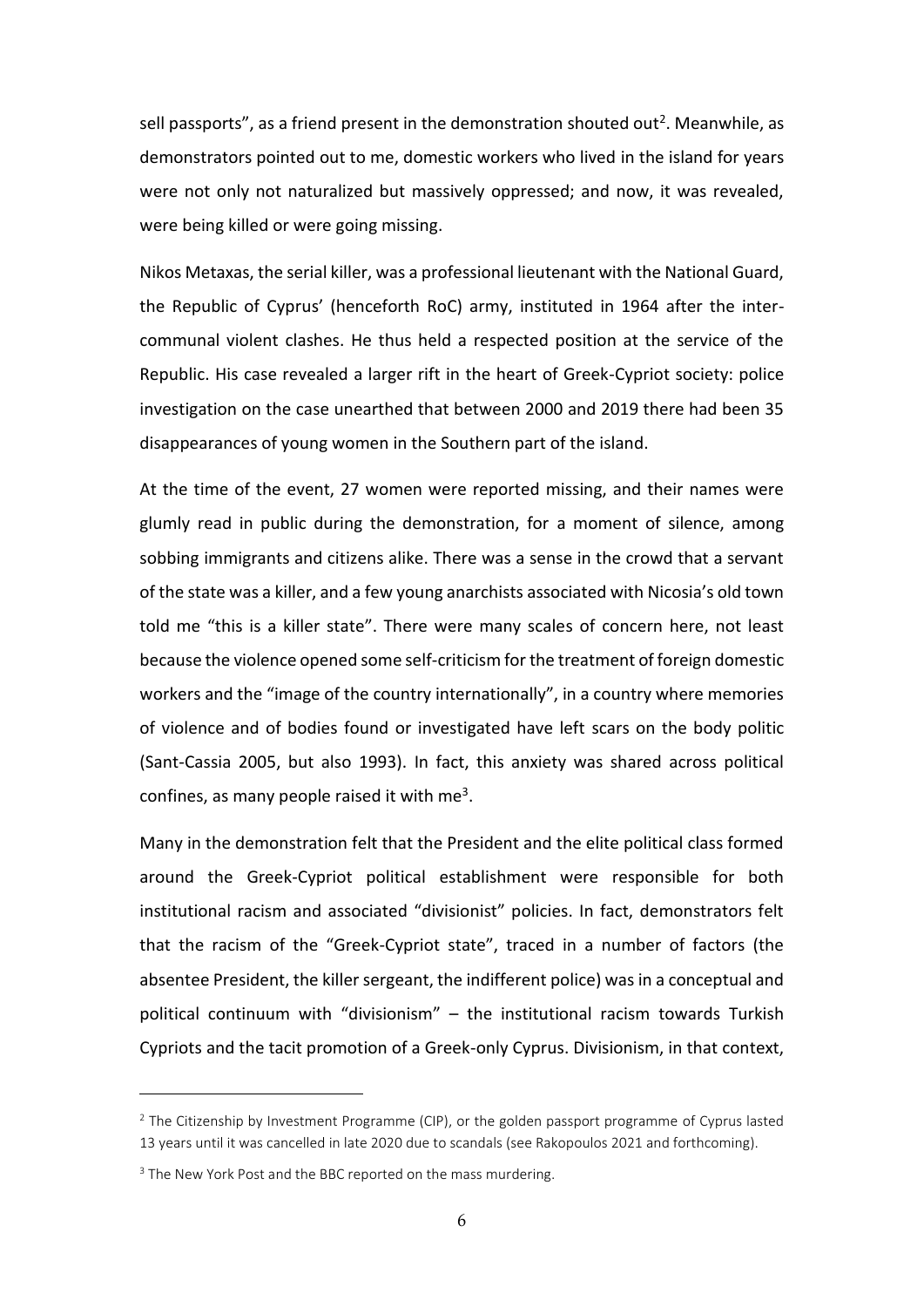sell passports", as a friend present in the demonstration shouted out[2]. Meanwhile, as demonstrators pointed out to me, domestic workers who lived in the island for years were not only not naturalized but massively oppressed; and now, it was revealed, were being killed or were going missing.

Nikos Metaxas, the serial killer, was a professional lieutenant with the National Guard, the Republic of Cyprus' (henceforth RoC) army, instituted in 1964 after the inter-communal violent clashes. He thus held a respected position at the service of the Republic. His case revealed a larger rift in the heart of Greek-Cypriot society: police investigation on the case unearthed that between 2000 and 2019 there had been 35 disappearances of young women in the Southern part of the island.

At the time of the event, 27 women were reported missing, and their names were glumly read in public during the demonstration, for a moment of silence, among sobbing immigrants and citizens alike. There was a sense in the crowd that a servant of the state was a killer, and a few young anarchists associated with Nicosia's old town told me "this is a killer state". There were many scales of concern here, not least because the violence opened some self-criticism for the treatment of foreign domestic workers and the "image of the country internationally", in a country where memories of violence and of bodies found or investigated have left scars on the body politic (Sant-Cassia 2005, but also 1993). In fact, this anxiety was shared across political confines, as many people raised it with me[3].

Many in the demonstration felt that the President and the elite political class formed around the Greek-Cypriot political establishment were responsible for both institutional racism and associated "divisionist" policies. In fact, demonstrators felt that the racism of the "Greek-Cypriot state", traced in a number of factors (the absentee President, the killer sergeant, the indifferent police) was in a conceptual and political continuum with "divisionism" – the institutional racism towards Turkish Cypriots and the tacit promotion of a Greek-only Cyprus. Divisionism, in that context,

---

[2] The Citizenship by Investment Programme (CIP), or the golden passport programme of Cyprus lasted 13 years until it was cancelled in late 2020 due to scandals (see Rakopoulos 2021 and forthcoming).

[3] The New York Post and the BBC reported on the mass murdering.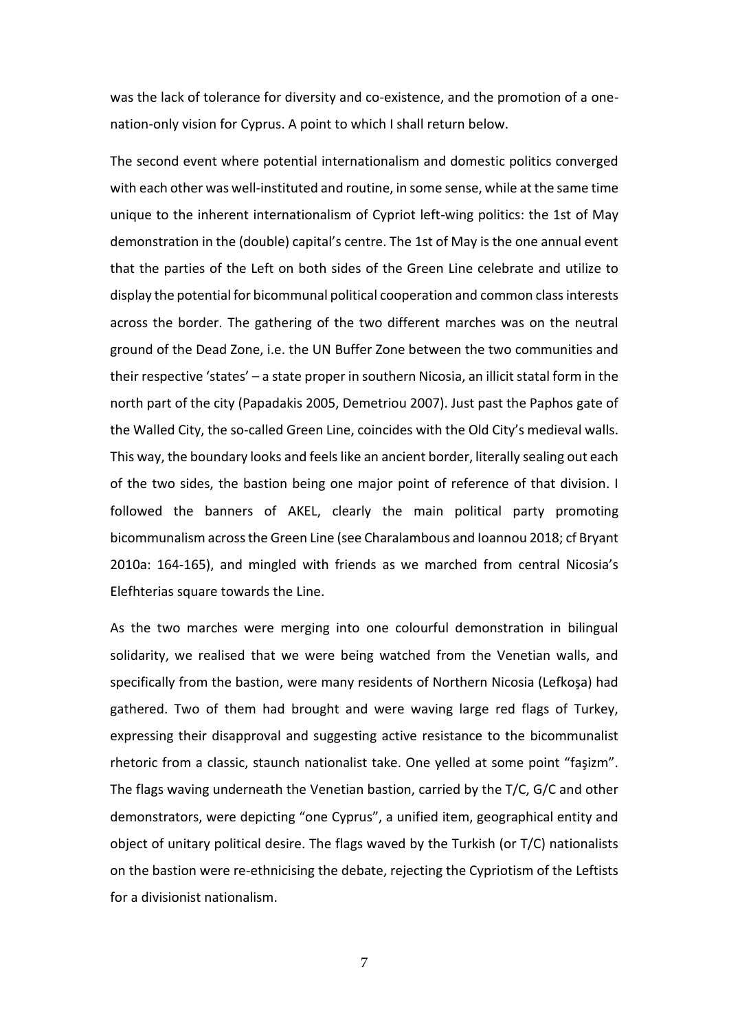was the lack of tolerance for diversity and co-existence, and the promotion of a one-nation-only vision for Cyprus. A point to which I shall return below.

The second event where potential internationalism and domestic politics converged with each other was well-instituted and routine, in some sense, while at the same time unique to the inherent internationalism of Cypriot left-wing politics: the 1st of May demonstration in the (double) capital's centre. The 1st of May is the one annual event that the parties of the Left on both sides of the Green Line celebrate and utilize to display the potential for bicommunal political cooperation and common class interests across the border. The gathering of the two different marches was on the neutral ground of the Dead Zone, i.e. the UN Buffer Zone between the two communities and their respective 'states' – a state proper in southern Nicosia, an illicit statal form in the north part of the city (Papadakis 2005, Demetriou 2007). Just past the Paphos gate of the Walled City, the so-called Green Line, coincides with the Old City's medieval walls. This way, the boundary looks and feels like an ancient border, literally sealing out each of the two sides, the bastion being one major point of reference of that division. I followed the banners of AKEL, clearly the main political party promoting bicommunalism across the Green Line (see Charalambous and Ioannou 2018; cf Bryant 2010a: 164-165), and mingled with friends as we marched from central Nicosia's Elefhterias square towards the Line.

As the two marches were merging into one colourful demonstration in bilingual solidarity, we realised that we were being watched from the Venetian walls, and specifically from the bastion, were many residents of Northern Nicosia (Lefkoşa) had gathered. Two of them had brought and were waving large red flags of Turkey, expressing their disapproval and suggesting active resistance to the bicommunalist rhetoric from a classic, staunch nationalist take. One yelled at some point "faşizm". The flags waving underneath the Venetian bastion, carried by the T/C, G/C and other demonstrators, were depicting "one Cyprus", a unified item, geographical entity and object of unitary political desire. The flags waved by the Turkish (or T/C) nationalists on the bastion were re-ethnicising the debate, rejecting the Cypriotism of the Leftists for a divisionist nationalism.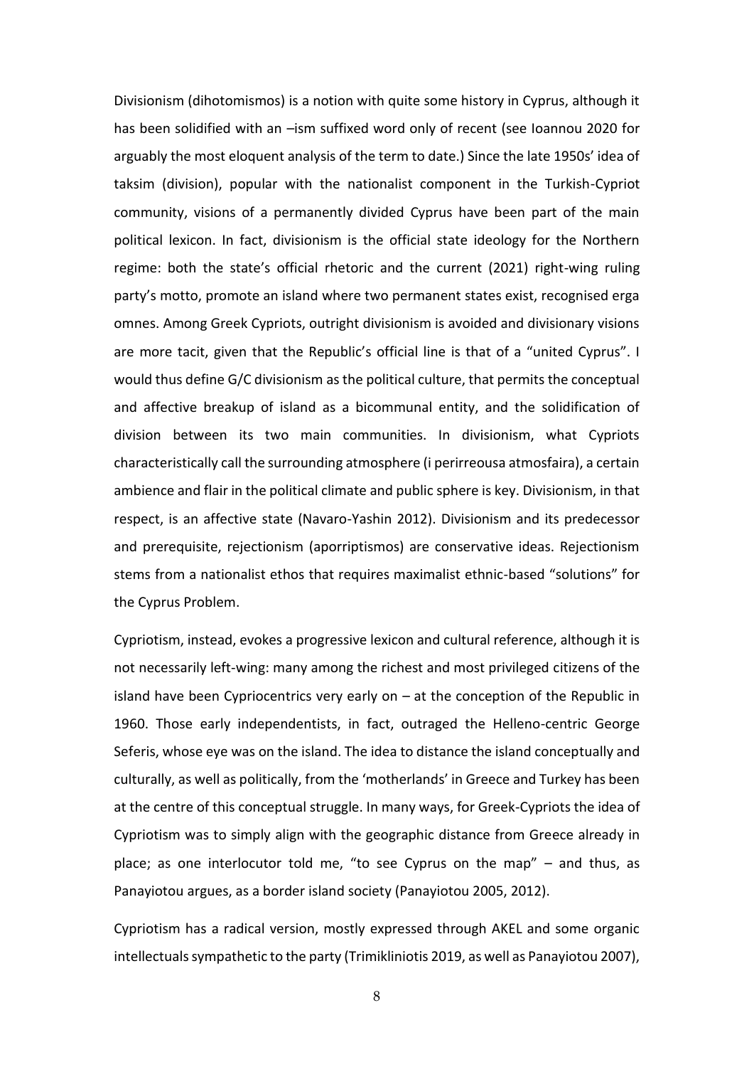Divisionism (dihotomismos) is a notion with quite some history in Cyprus, although it has been solidified with an –ism suffixed word only of recent (see Ioannou 2020 for arguably the most eloquent analysis of the term to date.) Since the late 1950s' idea of taksim (division), popular with the nationalist component in the Turkish-Cypriot community, visions of a permanently divided Cyprus have been part of the main political lexicon. In fact, divisionism is the official state ideology for the Northern regime: both the state's official rhetoric and the current (2021) right-wing ruling party's motto, promote an island where two permanent states exist, recognised erga omnes. Among Greek Cypriots, outright divisionism is avoided and divisionary visions are more tacit, given that the Republic's official line is that of a "united Cyprus". I would thus define G/C divisionism as the political culture, that permits the conceptual and affective breakup of island as a bicommunal entity, and the solidification of division between its two main communities. In divisionism, what Cypriots characteristically call the surrounding atmosphere (i perirreousa atmosfaira), a certain ambience and flair in the political climate and public sphere is key. Divisionism, in that respect, is an affective state (Navaro-Yashin 2012). Divisionism and its predecessor and prerequisite, rejectionism (aporriptismos) are conservative ideas. Rejectionism stems from a nationalist ethos that requires maximalist ethnic-based "solutions" for the Cyprus Problem.

Cypriotism, instead, evokes a progressive lexicon and cultural reference, although it is not necessarily left-wing: many among the richest and most privileged citizens of the island have been Cypriocentrics very early on – at the conception of the Republic in 1960. Those early independentists, in fact, outraged the Helleno-centric George Seferis, whose eye was on the island. The idea to distance the island conceptually and culturally, as well as politically, from the 'motherlands' in Greece and Turkey has been at the centre of this conceptual struggle. In many ways, for Greek-Cypriots the idea of Cypriotism was to simply align with the geographic distance from Greece already in place; as one interlocutor told me, "to see Cyprus on the map" – and thus, as Panayiotou argues, as a border island society (Panayiotou 2005, 2012).

Cypriotism has a radical version, mostly expressed through AKEL and some organic intellectuals sympathetic to the party (Trimikliniotis 2019, as well as Panayiotou 2007),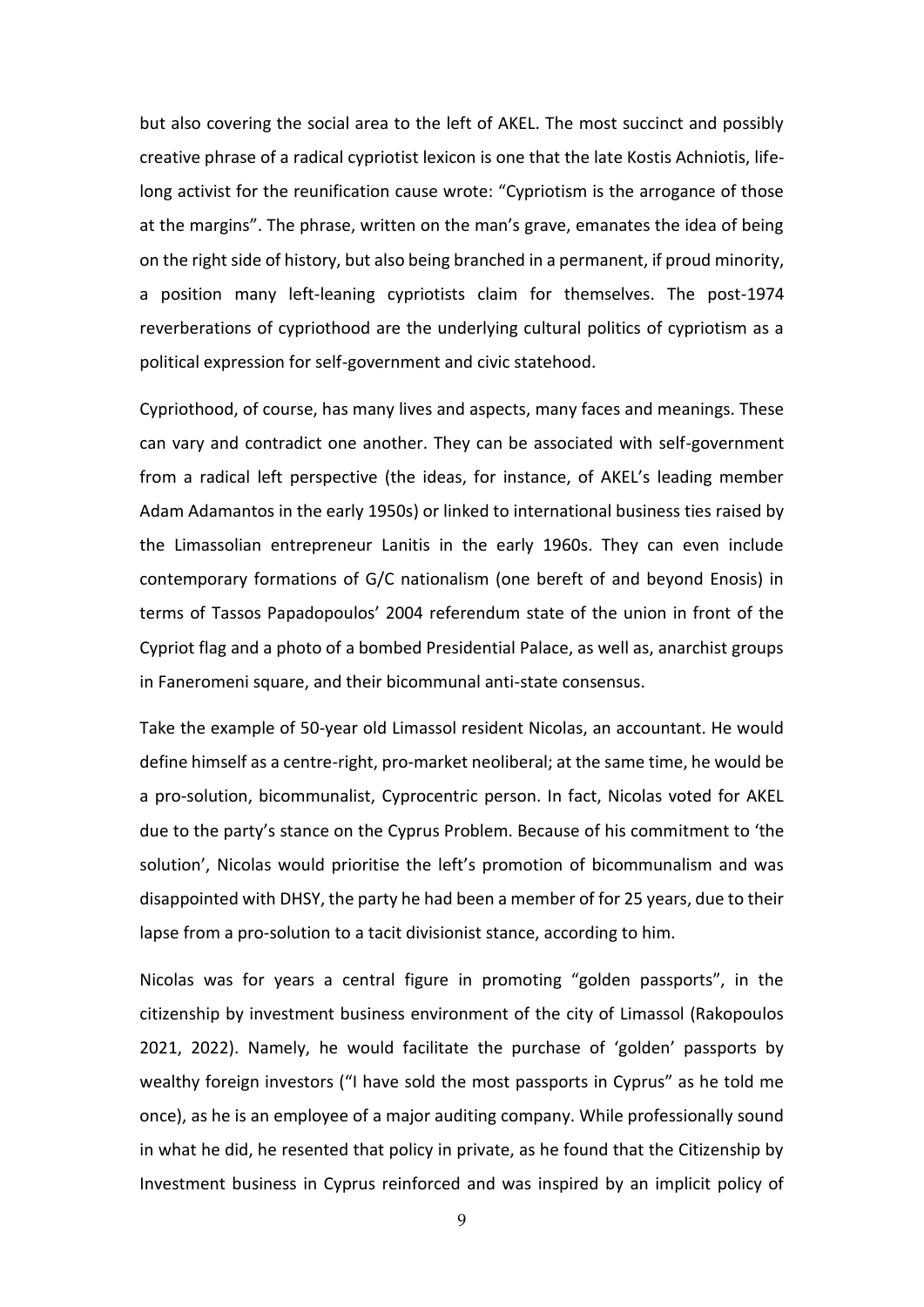but also covering the social area to the left of AKEL. The most succinct and possibly creative phrase of a radical cypriotist lexicon is one that the late Kostis Achniotis, life-long activist for the reunification cause wrote: "Cypriotism is the arrogance of those at the margins". The phrase, written on the man's grave, emanates the idea of being on the right side of history, but also being branched in a permanent, if proud minority, a position many left-leaning cypriotists claim for themselves. The post-1974 reverberations of cypriothood are the underlying cultural politics of cypriotism as a political expression for self-government and civic statehood.

Cypriothood, of course, has many lives and aspects, many faces and meanings. These can vary and contradict one another. They can be associated with self-government from a radical left perspective (the ideas, for instance, of AKEL's leading member Adam Adamantos in the early 1950s) or linked to international business ties raised by the Limassolian entrepreneur Lanitis in the early 1960s. They can even include contemporary formations of G/C nationalism (one bereft of and beyond Enosis) in terms of Tassos Papadopoulos' 2004 referendum state of the union in front of the Cypriot flag and a photo of a bombed Presidential Palace, as well as, anarchist groups in Faneromeni square, and their bicommunal anti-state consensus.

Take the example of 50-year old Limassol resident Nicolas, an accountant. He would define himself as a centre-right, pro-market neoliberal; at the same time, he would be a pro-solution, bicommunalist, Cyprocentric person. In fact, Nicolas voted for AKEL due to the party's stance on the Cyprus Problem. Because of his commitment to 'the solution', Nicolas would prioritise the left's promotion of bicommunalism and was disappointed with DHSY, the party he had been a member of for 25 years, due to their lapse from a pro-solution to a tacit divisionist stance, according to him.

Nicolas was for years a central figure in promoting "golden passports", in the citizenship by investment business environment of the city of Limassol (Rakopoulos 2021, 2022). Namely, he would facilitate the purchase of 'golden' passports by wealthy foreign investors ("I have sold the most passports in Cyprus" as he told me once), as he is an employee of a major auditing company. While professionally sound in what he did, he resented that policy in private, as he found that the Citizenship by Investment business in Cyprus reinforced and was inspired by an implicit policy of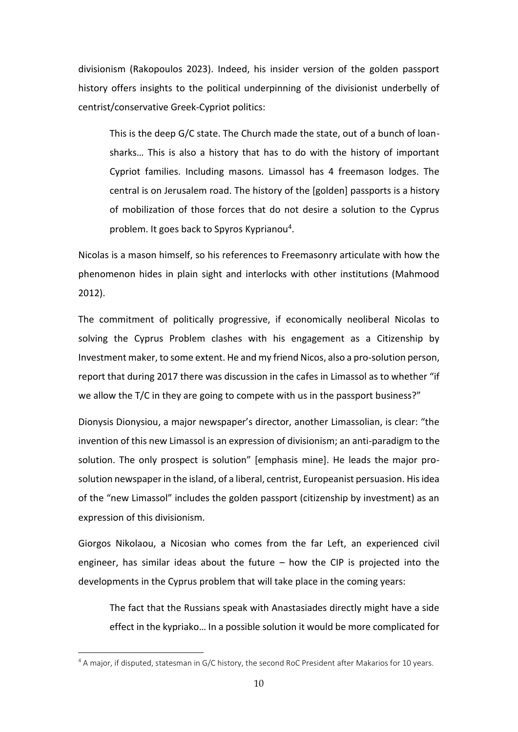divisionism (Rakopoulos 2023). Indeed, his insider version of the golden passport history offers insights to the political underpinning of the divisionist underbelly of centrist/conservative Greek-Cypriot politics:

> This is the deep G/C state. The Church made the state, out of a bunch of loan-sharks… This is also a history that has to do with the history of important Cypriot families. Including masons. Limassol has 4 freemason lodges. The central is on Jerusalem road. The history of the [golden] passports is a history of mobilization of those forces that do not desire a solution to the Cyprus problem. It goes back to Spyros Kyprianou[4].

Nicolas is a mason himself, so his references to Freemasonry articulate with how the phenomenon hides in plain sight and interlocks with other institutions (Mahmood 2012).

The commitment of politically progressive, if economically neoliberal Nicolas to solving the Cyprus Problem clashes with his engagement as a Citizenship by Investment maker, to some extent. He and my friend Nicos, also a pro-solution person, report that during 2017 there was discussion in the cafes in Limassol as to whether "if we allow the T/C in they are going to compete with us in the passport business?"

Dionysis Dionysiou, a major newspaper's director, another Limassolian, is clear: "the invention of this new Limassol is an expression of divisionism; an anti-paradigm to the solution. The only prospect is solution" [emphasis mine]. He leads the major pro-solution newspaper in the island, of a liberal, centrist, Europeanist persuasion. His idea of the "new Limassol" includes the golden passport (citizenship by investment) as an expression of this divisionism.

Giorgos Nikolaou, a Nicosian who comes from the far Left, an experienced civil engineer, has similar ideas about the future – how the CIP is projected into the developments in the Cyprus problem that will take place in the coming years:

> The fact that the Russians speak with Anastasiades directly might have a side effect in the kypriako… In a possible solution it would be more complicated for

[4] A major, if disputed, statesman in G/C history, the second RoC President after Makarios for 10 years.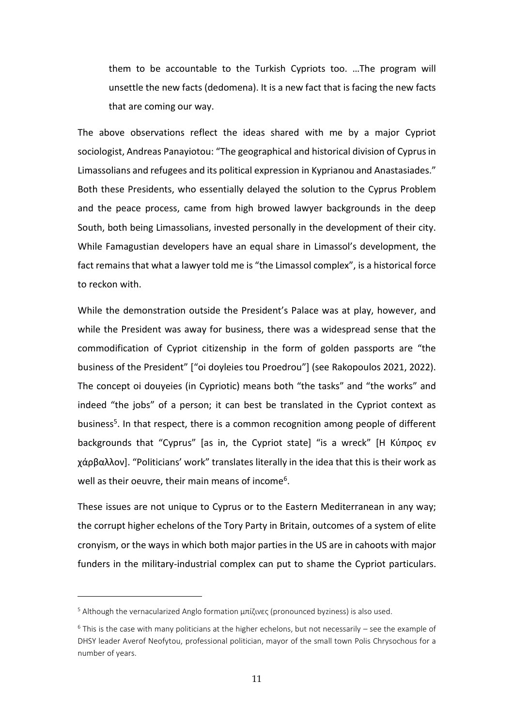> them to be accountable to the Turkish Cypriots too. …The program will unsettle the new facts (dedomena). It is a new fact that is facing the new facts that are coming our way.

The above observations reflect the ideas shared with me by a major Cypriot sociologist, Andreas Panayiotou: "The geographical and historical division of Cyprus in Limassolians and refugees and its political expression in Kyprianou and Anastasiades." Both these Presidents, who essentially delayed the solution to the Cyprus Problem and the peace process, came from high browed lawyer backgrounds in the deep South, both being Limassolians, invested personally in the development of their city. While Famagustian developers have an equal share in Limassol's development, the fact remains that what a lawyer told me is "the Limassol complex", is a historical force to reckon with.

While the demonstration outside the President's Palace was at play, however, and while the President was away for business, there was a widespread sense that the commodification of Cypriot citizenship in the form of golden passports are "the business of the President" ["oi doyleies tou Proedrou"] (see Rakopoulos 2021, 2022). The concept oi douyeies (in Cypriotic) means both "the tasks" and "the works" and indeed "the jobs" of a person; it can best be translated in the Cypriot context as business[5]. In that respect, there is a common recognition among people of different backgrounds that "Cyprus" [as in, the Cypriot state] "is a wreck" [Η Κύπρος εν χάρβαλλον]. "Politicians' work" translates literally in the idea that this is their work as well as their oeuvre, their main means of income[6].

These issues are not unique to Cyprus or to the Eastern Mediterranean in any way; the corrupt higher echelons of the Tory Party in Britain, outcomes of a system of elite cronyism, or the ways in which both major parties in the US are in cahoots with major funders in the military-industrial complex can put to shame the Cypriot particulars.

---

[5] Although the vernacularized Anglo formation μπίζινες (pronounced byziness) is also used.

[6] This is the case with many politicians at the higher echelons, but not necessarily – see the example of DHSY leader Averof Neofytou, professional politician, mayor of the small town Polis Chrysochous for a number of years.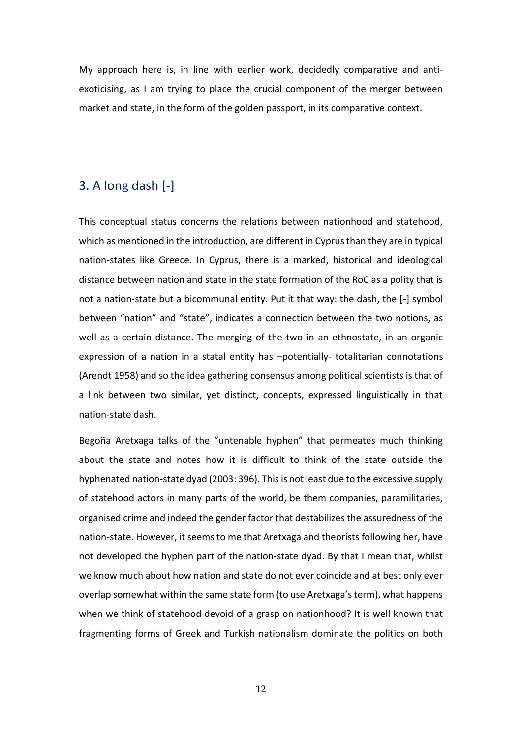My approach here is, in line with earlier work, decidedly comparative and anti-exoticising, as I am trying to place the crucial component of the merger between market and state, in the form of the golden passport, in its comparative context.

## 3. A long dash [-]

This conceptual status concerns the relations between nationhood and statehood, which as mentioned in the introduction, are different in Cyprus than they are in typical nation-states like Greece. In Cyprus, there is a marked, historical and ideological distance between nation and state in the state formation of the RoC as a polity that is not a nation-state but a bicommunal entity. Put it that way: the dash, the [-] symbol between "nation" and "state", indicates a connection between the two notions, as well as a certain distance. The merging of the two in an ethnostate, in an organic expression of a nation in a statal entity has –potentially- totalitarian connotations (Arendt 1958) and so the idea gathering consensus among political scientists is that of a link between two similar, yet distinct, concepts, expressed linguistically in that nation-state dash.

Begoña Aretxaga talks of the "untenable hyphen" that permeates much thinking about the state and notes how it is difficult to think of the state outside the hyphenated nation-state dyad (2003: 396). This is not least due to the excessive supply of statehood actors in many parts of the world, be them companies, paramilitaries, organised crime and indeed the gender factor that destabilizes the assuredness of the nation-state. However, it seems to me that Aretxaga and theorists following her, have not developed the hyphen part of the nation-state dyad. By that I mean that, whilst we know much about how nation and state do not ever coincide and at best only ever overlap somewhat within the same state form (to use Aretxaga's term), what happens when we think of statehood devoid of a grasp on nationhood? It is well known that fragmenting forms of Greek and Turkish nationalism dominate the politics on both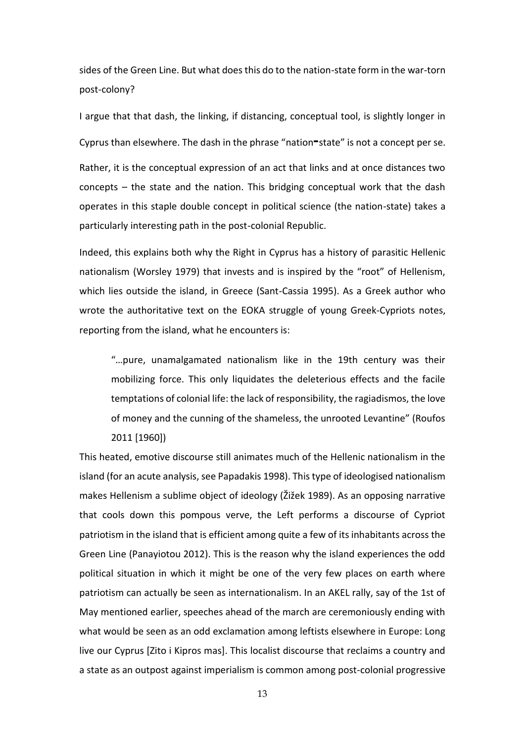sides of the Green Line. But what does this do to the nation-state form in the war-torn post-colony?

I argue that that dash, the linking, if distancing, conceptual tool, is slightly longer in Cyprus than elsewhere. The dash in the phrase "nation‒state" is not a concept per se. Rather, it is the conceptual expression of an act that links and at once distances two concepts – the state and the nation. This bridging conceptual work that the dash operates in this staple double concept in political science (the nation-state) takes a particularly interesting path in the post-colonial Republic.

Indeed, this explains both why the Right in Cyprus has a history of parasitic Hellenic nationalism (Worsley 1979) that invests and is inspired by the "root" of Hellenism, which lies outside the island, in Greece (Sant-Cassia 1995). As a Greek author who wrote the authoritative text on the EOKA struggle of young Greek-Cypriots notes, reporting from the island, what he encounters is:

> "…pure, unamalgamated nationalism like in the 19th century was their mobilizing force. This only liquidates the deleterious effects and the facile temptations of colonial life: the lack of responsibility, the ragiadismos, the love of money and the cunning of the shameless, the unrooted Levantine" (Roufos 2011 [1960])

This heated, emotive discourse still animates much of the Hellenic nationalism in the island (for an acute analysis, see Papadakis 1998). This type of ideologised nationalism makes Hellenism a sublime object of ideology (Žižek 1989). As an opposing narrative that cools down this pompous verve, the Left performs a discourse of Cypriot patriotism in the island that is efficient among quite a few of its inhabitants across the Green Line (Panayiotou 2012). This is the reason why the island experiences the odd political situation in which it might be one of the very few places on earth where patriotism can actually be seen as internationalism. In an AKEL rally, say of the 1st of May mentioned earlier, speeches ahead of the march are ceremoniously ending with what would be seen as an odd exclamation among leftists elsewhere in Europe: Long live our Cyprus [Zito i Kipros mas]. This localist discourse that reclaims a country and a state as an outpost against imperialism is common among post-colonial progressive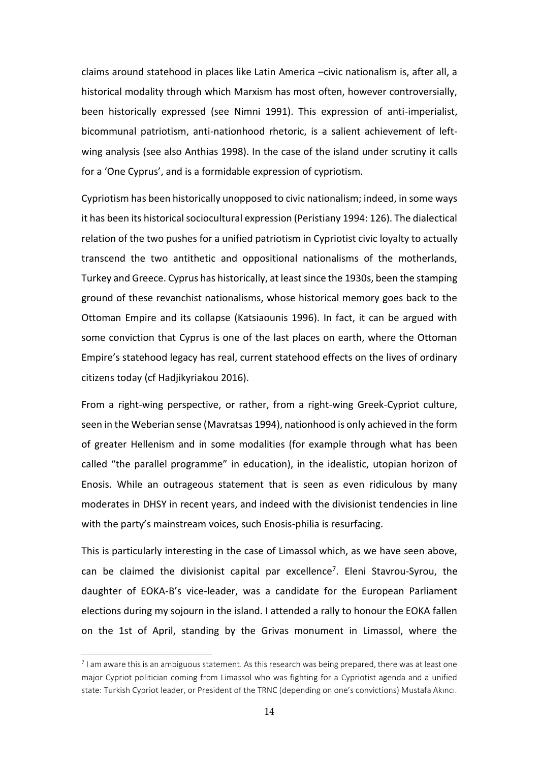claims around statehood in places like Latin America –civic nationalism is, after all, a historical modality through which Marxism has most often, however controversially, been historically expressed (see Nimni 1991). This expression of anti-imperialist, bicommunal patriotism, anti-nationhood rhetoric, is a salient achievement of left-wing analysis (see also Anthias 1998). In the case of the island under scrutiny it calls for a 'One Cyprus', and is a formidable expression of cypriotism.

Cypriotism has been historically unopposed to civic nationalism; indeed, in some ways it has been its historical sociocultural expression (Peristiany 1994: 126). The dialectical relation of the two pushes for a unified patriotism in Cypriotist civic loyalty to actually transcend the two antithetic and oppositional nationalisms of the motherlands, Turkey and Greece. Cyprus has historically, at least since the 1930s, been the stamping ground of these revanchist nationalisms, whose historical memory goes back to the Ottoman Empire and its collapse (Katsiaounis 1996). In fact, it can be argued with some conviction that Cyprus is one of the last places on earth, where the Ottoman Empire's statehood legacy has real, current statehood effects on the lives of ordinary citizens today (cf Hadjikyriakou 2016).

From a right-wing perspective, or rather, from a right-wing Greek-Cypriot culture, seen in the Weberian sense (Mavratsas 1994), nationhood is only achieved in the form of greater Hellenism and in some modalities (for example through what has been called "the parallel programme" in education), in the idealistic, utopian horizon of Enosis. While an outrageous statement that is seen as even ridiculous by many moderates in DHSY in recent years, and indeed with the divisionist tendencies in line with the party's mainstream voices, such Enosis-philia is resurfacing.

This is particularly interesting in the case of Limassol which, as we have seen above, can be claimed the divisionist capital par excellence[7]. Eleni Stavrou-Syrou, the daughter of EOKA-B's vice-leader, was a candidate for the European Parliament elections during my sojourn in the island. I attended a rally to honour the EOKA fallen on the 1st of April, standing by the Grivas monument in Limassol, where the

[7] I am aware this is an ambiguous statement. As this research was being prepared, there was at least one major Cypriot politician coming from Limassol who was fighting for a Cypriotist agenda and a unified state: Turkish Cypriot leader, or President of the TRNC (depending on one's convictions) Mustafa Akıncı.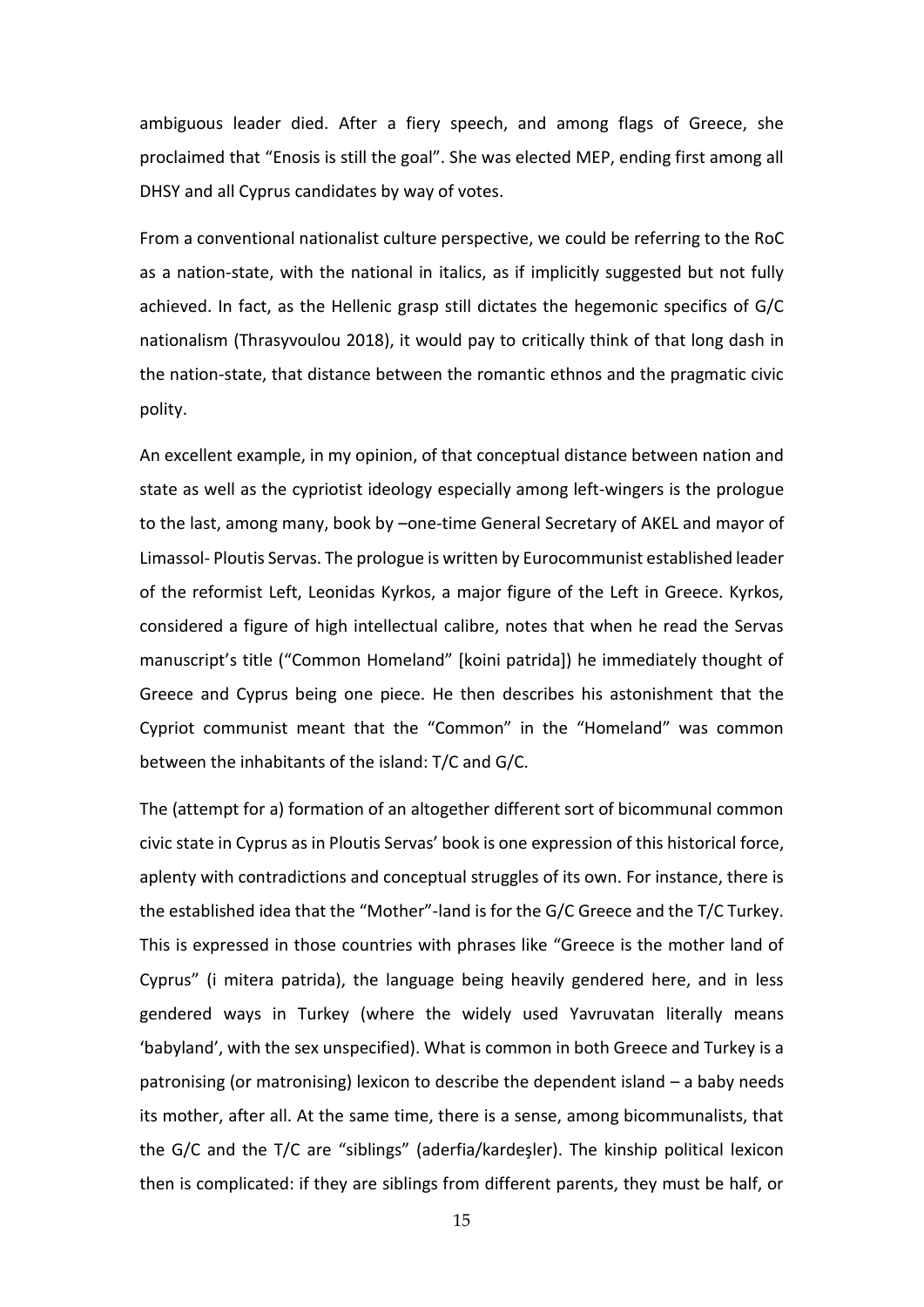ambiguous leader died. After a fiery speech, and among flags of Greece, she proclaimed that "Enosis is still the goal". She was elected MEP, ending first among all DHSY and all Cyprus candidates by way of votes.

From a conventional nationalist culture perspective, we could be referring to the RoC as a nation-state, with the national in italics, as if implicitly suggested but not fully achieved. In fact, as the Hellenic grasp still dictates the hegemonic specifics of G/C nationalism (Thrasyvoulou 2018), it would pay to critically think of that long dash in the nation-state, that distance between the romantic ethnos and the pragmatic civic polity.

An excellent example, in my opinion, of that conceptual distance between nation and state as well as the cypriotist ideology especially among left-wingers is the prologue to the last, among many, book by –one-time General Secretary of AKEL and mayor of Limassol- Ploutis Servas. The prologue is written by Eurocommunist established leader of the reformist Left, Leonidas Kyrkos, a major figure of the Left in Greece. Kyrkos, considered a figure of high intellectual calibre, notes that when he read the Servas manuscript's title ("Common Homeland" [koini patrida]) he immediately thought of Greece and Cyprus being one piece. He then describes his astonishment that the Cypriot communist meant that the "Common" in the "Homeland" was common between the inhabitants of the island: T/C and G/C.

The (attempt for a) formation of an altogether different sort of bicommunal common civic state in Cyprus as in Ploutis Servas' book is one expression of this historical force, aplenty with contradictions and conceptual struggles of its own. For instance, there is the established idea that the "Mother"-land is for the G/C Greece and the T/C Turkey. This is expressed in those countries with phrases like "Greece is the mother land of Cyprus" (i mitera patrida), the language being heavily gendered here, and in less gendered ways in Turkey (where the widely used Yavruvatan literally means 'babyland', with the sex unspecified). What is common in both Greece and Turkey is a patronising (or matronising) lexicon to describe the dependent island – a baby needs its mother, after all. At the same time, there is a sense, among bicommunalists, that the G/C and the T/C are "siblings" (aderfia/kardeşler). The kinship political lexicon then is complicated: if they are siblings from different parents, they must be half, or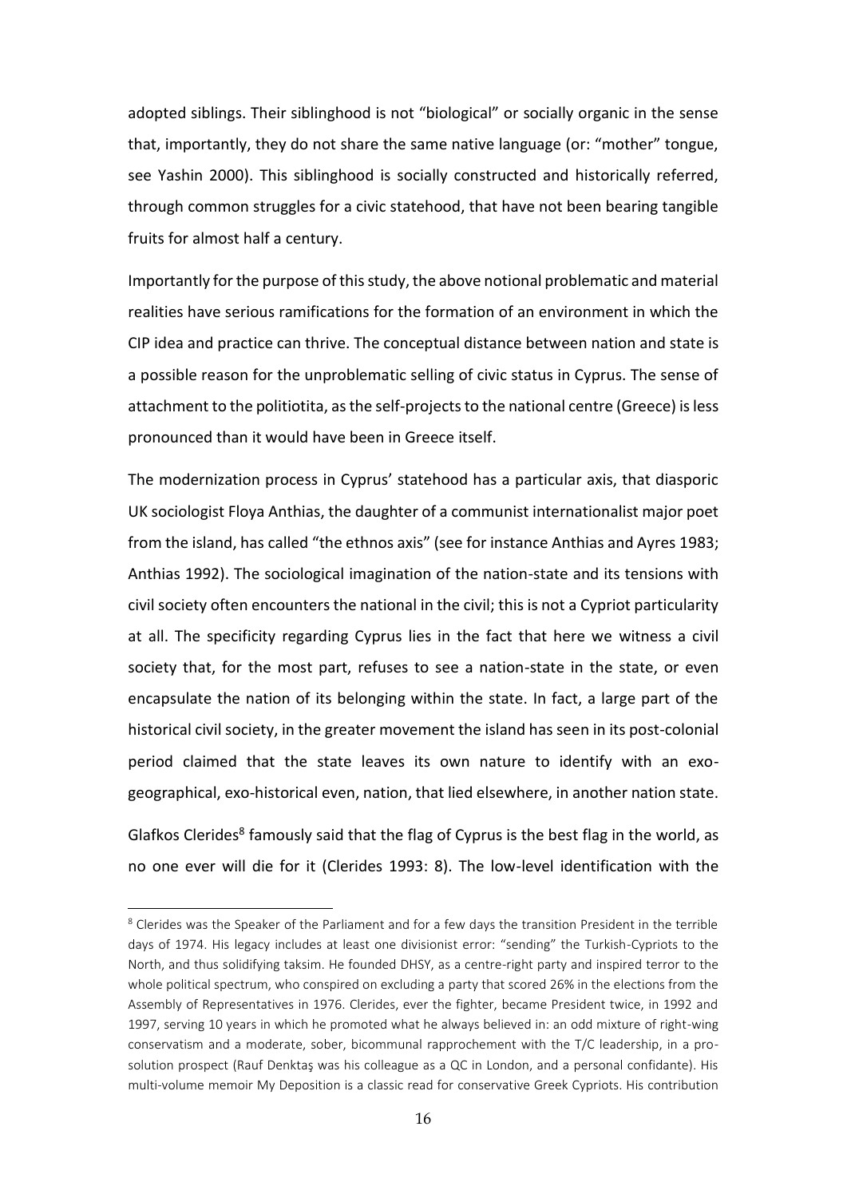adopted siblings. Their siblinghood is not "biological" or socially organic in the sense that, importantly, they do not share the same native language (or: "mother" tongue, see Yashin 2000). This siblinghood is socially constructed and historically referred, through common struggles for a civic statehood, that have not been bearing tangible fruits for almost half a century.

Importantly for the purpose of this study, the above notional problematic and material realities have serious ramifications for the formation of an environment in which the CIP idea and practice can thrive. The conceptual distance between nation and state is a possible reason for the unproblematic selling of civic status in Cyprus. The sense of attachment to the politiotita, as the self-projects to the national centre (Greece) is less pronounced than it would have been in Greece itself.

The modernization process in Cyprus' statehood has a particular axis, that diasporic UK sociologist Floya Anthias, the daughter of a communist internationalist major poet from the island, has called "the ethnos axis" (see for instance Anthias and Ayres 1983; Anthias 1992). The sociological imagination of the nation-state and its tensions with civil society often encounters the national in the civil; this is not a Cypriot particularity at all. The specificity regarding Cyprus lies in the fact that here we witness a civil society that, for the most part, refuses to see a nation-state in the state, or even encapsulate the nation of its belonging within the state. In fact, a large part of the historical civil society, in the greater movement the island has seen in its post-colonial period claimed that the state leaves its own nature to identify with an exo-geographical, exo-historical even, nation, that lied elsewhere, in another nation state.

Glafkos Clerides[8] famously said that the flag of Cyprus is the best flag in the world, as no one ever will die for it (Clerides 1993: 8). The low-level identification with the

[8] Clerides was the Speaker of the Parliament and for a few days the transition President in the terrible days of 1974. His legacy includes at least one divisionist error: "sending" the Turkish-Cypriots to the North, and thus solidifying taksim. He founded DHSY, as a centre-right party and inspired terror to the whole political spectrum, who conspired on excluding a party that scored 26% in the elections from the Assembly of Representatives in 1976. Clerides, ever the fighter, became President twice, in 1992 and 1997, serving 10 years in which he promoted what he always believed in: an odd mixture of right-wing conservatism and a moderate, sober, bicommunal rapprochement with the T/C leadership, in a pro-solution prospect (Rauf Denktaş was his colleague as a QC in London, and a personal confidante). His multi-volume memoir My Deposition is a classic read for conservative Greek Cypriots. His contribution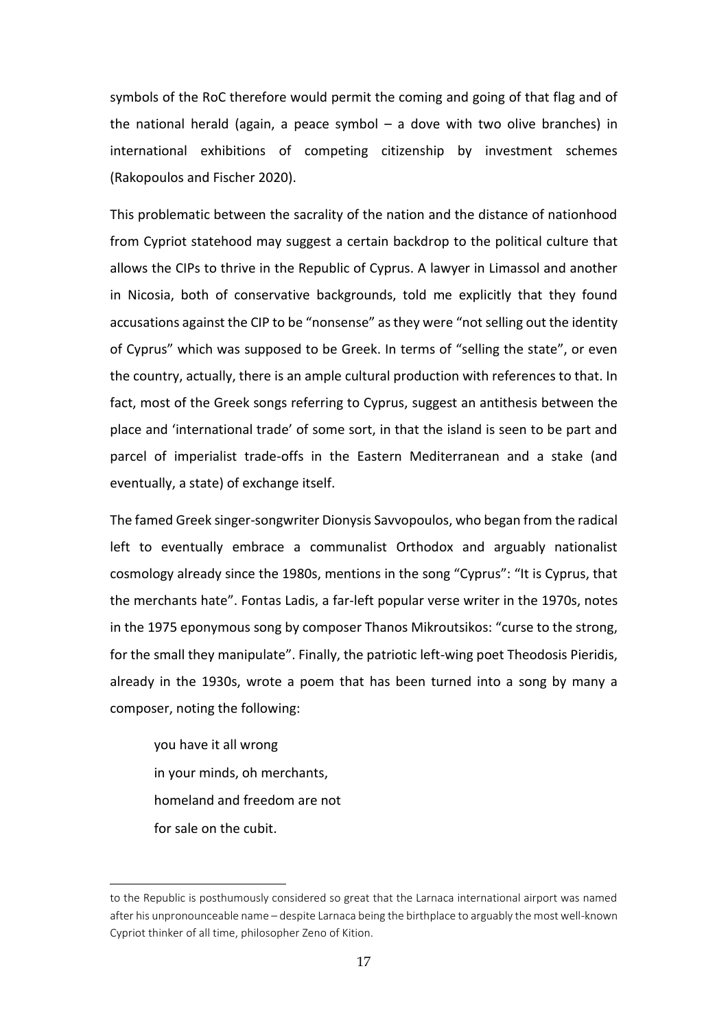symbols of the RoC therefore would permit the coming and going of that flag and of the national herald (again, a peace symbol – a dove with two olive branches) in international exhibitions of competing citizenship by investment schemes (Rakopoulos and Fischer 2020).

This problematic between the sacrality of the nation and the distance of nationhood from Cypriot statehood may suggest a certain backdrop to the political culture that allows the CIPs to thrive in the Republic of Cyprus. A lawyer in Limassol and another in Nicosia, both of conservative backgrounds, told me explicitly that they found accusations against the CIP to be "nonsense" as they were "not selling out the identity of Cyprus" which was supposed to be Greek. In terms of "selling the state", or even the country, actually, there is an ample cultural production with references to that. In fact, most of the Greek songs referring to Cyprus, suggest an antithesis between the place and 'international trade' of some sort, in that the island is seen to be part and parcel of imperialist trade-offs in the Eastern Mediterranean and a stake (and eventually, a state) of exchange itself.

The famed Greek singer-songwriter Dionysis Savvopoulos, who began from the radical left to eventually embrace a communalist Orthodox and arguably nationalist cosmology already since the 1980s, mentions in the song "Cyprus": "It is Cyprus, that the merchants hate". Fontas Ladis, a far-left popular verse writer in the 1970s, notes in the 1975 eponymous song by composer Thanos Mikroutsikos: "curse to the strong, for the small they manipulate". Finally, the patriotic left-wing poet Theodosis Pieridis, already in the 1930s, wrote a poem that has been turned into a song by many a composer, noting the following:

> you have it all wrong
> in your minds, oh merchants,
> homeland and freedom are not
> for sale on the cubit.

to the Republic is posthumously considered so great that the Larnaca international airport was named after his unpronounceable name – despite Larnaca being the birthplace to arguably the most well-known Cypriot thinker of all time, philosopher Zeno of Kition.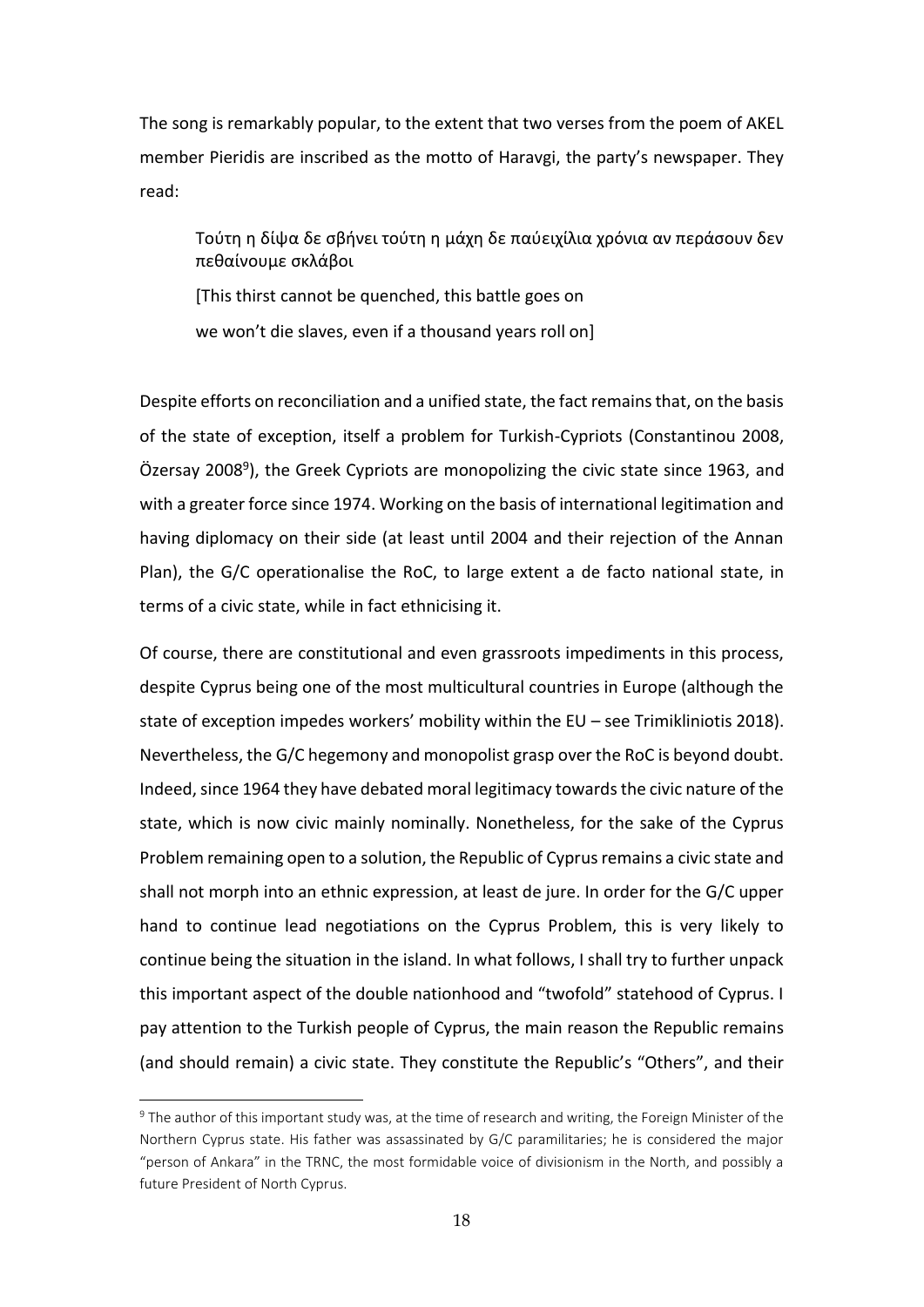The song is remarkably popular, to the extent that two verses from the poem of AKEL member Pieridis are inscribed as the motto of Haravgi, the party's newspaper. They read:

> Τούτη η δίψα δε σβήνει τούτη η μάχη δε παύειχίλια χρόνια αν περάσουν δεν πεθαίνουμε σκλάβοι
>
> [This thirst cannot be quenched, this battle goes on
>
> we won't die slaves, even if a thousand years roll on]

Despite efforts on reconciliation and a unified state, the fact remains that, on the basis of the state of exception, itself a problem for Turkish-Cypriots (Constantinou 2008, Özersay 2008[9]), the Greek Cypriots are monopolizing the civic state since 1963, and with a greater force since 1974. Working on the basis of international legitimation and having diplomacy on their side (at least until 2004 and their rejection of the Annan Plan), the G/C operationalise the RoC, to large extent a de facto national state, in terms of a civic state, while in fact ethnicising it.

Of course, there are constitutional and even grassroots impediments in this process, despite Cyprus being one of the most multicultural countries in Europe (although the state of exception impedes workers' mobility within the EU – see Trimikliniotis 2018). Nevertheless, the G/C hegemony and monopolist grasp over the RoC is beyond doubt. Indeed, since 1964 they have debated moral legitimacy towards the civic nature of the state, which is now civic mainly nominally. Nonetheless, for the sake of the Cyprus Problem remaining open to a solution, the Republic of Cyprus remains a civic state and shall not morph into an ethnic expression, at least de jure. In order for the G/C upper hand to continue lead negotiations on the Cyprus Problem, this is very likely to continue being the situation in the island. In what follows, I shall try to further unpack this important aspect of the double nationhood and "twofold" statehood of Cyprus. I pay attention to the Turkish people of Cyprus, the main reason the Republic remains (and should remain) a civic state. They constitute the Republic's "Others", and their

[9] The author of this important study was, at the time of research and writing, the Foreign Minister of the Northern Cyprus state. His father was assassinated by G/C paramilitaries; he is considered the major "person of Ankara" in the TRNC, the most formidable voice of divisionism in the North, and possibly a future President of North Cyprus.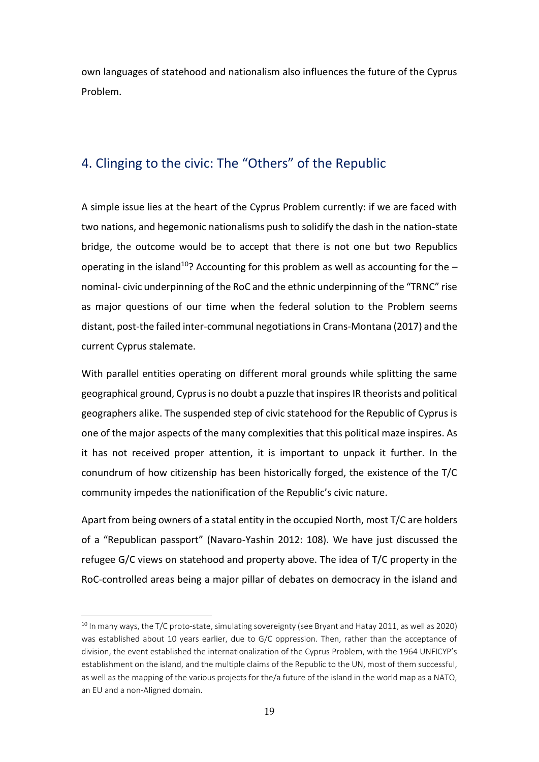own languages of statehood and nationalism also influences the future of the Cyprus Problem.

## 4. Clinging to the civic: The "Others" of the Republic

A simple issue lies at the heart of the Cyprus Problem currently: if we are faced with two nations, and hegemonic nationalisms push to solidify the dash in the nation-state bridge, the outcome would be to accept that there is not one but two Republics operating in the island[10]? Accounting for this problem as well as accounting for the –nominal- civic underpinning of the RoC and the ethnic underpinning of the "TRNC" rise as major questions of our time when the federal solution to the Problem seems distant, post-the failed inter-communal negotiations in Crans-Montana (2017) and the current Cyprus stalemate.

With parallel entities operating on different moral grounds while splitting the same geographical ground, Cyprus is no doubt a puzzle that inspires IR theorists and political geographers alike. The suspended step of civic statehood for the Republic of Cyprus is one of the major aspects of the many complexities that this political maze inspires. As it has not received proper attention, it is important to unpack it further. In the conundrum of how citizenship has been historically forged, the existence of the T/C community impedes the nationification of the Republic's civic nature.

Apart from being owners of a statal entity in the occupied North, most T/C are holders of a "Republican passport" (Navaro-Yashin 2012: 108). We have just discussed the refugee G/C views on statehood and property above. The idea of T/C property in the RoC-controlled areas being a major pillar of debates on democracy in the island and

[10] In many ways, the T/C proto-state, simulating sovereignty (see Bryant and Hatay 2011, as well as 2020) was established about 10 years earlier, due to G/C oppression. Then, rather than the acceptance of division, the event established the internationalization of the Cyprus Problem, with the 1964 UNFICYP's establishment on the island, and the multiple claims of the Republic to the UN, most of them successful, as well as the mapping of the various projects for the/a future of the island in the world map as a NATO, an EU and a non-Aligned domain.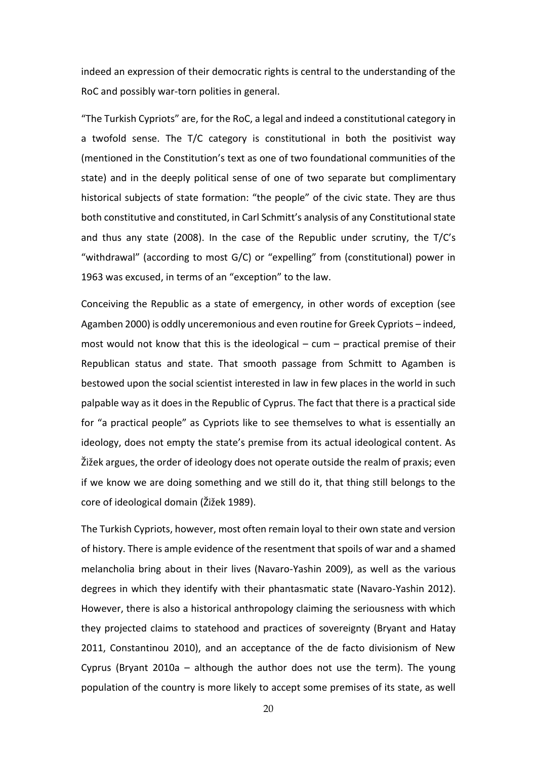indeed an expression of their democratic rights is central to the understanding of the RoC and possibly war-torn polities in general.

"The Turkish Cypriots" are, for the RoC, a legal and indeed a constitutional category in a twofold sense. The T/C category is constitutional in both the positivist way (mentioned in the Constitution's text as one of two foundational communities of the state) and in the deeply political sense of one of two separate but complimentary historical subjects of state formation: "the people" of the civic state. They are thus both constitutive and constituted, in Carl Schmitt's analysis of any Constitutional state and thus any state (2008). In the case of the Republic under scrutiny, the T/C's "withdrawal" (according to most G/C) or "expelling" from (constitutional) power in 1963 was excused, in terms of an "exception" to the law.

Conceiving the Republic as a state of emergency, in other words of exception (see Agamben 2000) is oddly unceremonious and even routine for Greek Cypriots – indeed, most would not know that this is the ideological – cum – practical premise of their Republican status and state. That smooth passage from Schmitt to Agamben is bestowed upon the social scientist interested in law in few places in the world in such palpable way as it does in the Republic of Cyprus. The fact that there is a practical side for "a practical people" as Cypriots like to see themselves to what is essentially an ideology, does not empty the state's premise from its actual ideological content. As Žižek argues, the order of ideology does not operate outside the realm of praxis; even if we know we are doing something and we still do it, that thing still belongs to the core of ideological domain (Žižek 1989).

The Turkish Cypriots, however, most often remain loyal to their own state and version of history. There is ample evidence of the resentment that spoils of war and a shamed melancholia bring about in their lives (Navaro-Yashin 2009), as well as the various degrees in which they identify with their phantasmatic state (Navaro-Yashin 2012). However, there is also a historical anthropology claiming the seriousness with which they projected claims to statehood and practices of sovereignty (Bryant and Hatay 2011, Constantinou 2010), and an acceptance of the de facto divisionism of New Cyprus (Bryant 2010a – although the author does not use the term). The young population of the country is more likely to accept some premises of its state, as well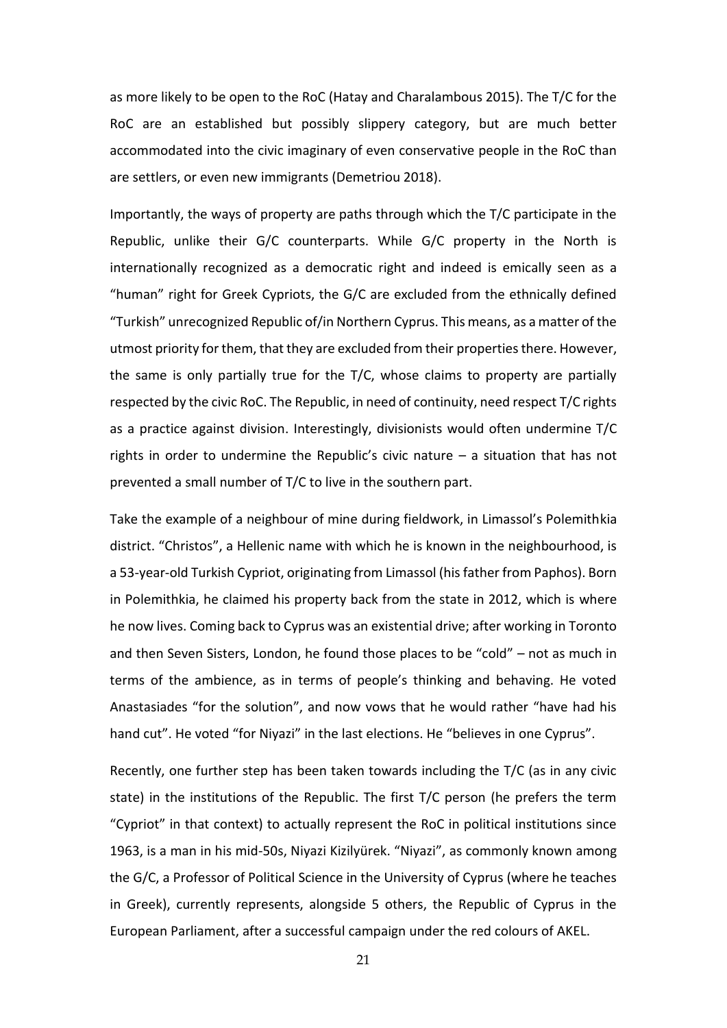as more likely to be open to the RoC (Hatay and Charalambous 2015). The T/C for the RoC are an established but possibly slippery category, but are much better accommodated into the civic imaginary of even conservative people in the RoC than are settlers, or even new immigrants (Demetriou 2018).

Importantly, the ways of property are paths through which the T/C participate in the Republic, unlike their G/C counterparts. While G/C property in the North is internationally recognized as a democratic right and indeed is emically seen as a "human" right for Greek Cypriots, the G/C are excluded from the ethnically defined "Turkish" unrecognized Republic of/in Northern Cyprus. This means, as a matter of the utmost priority for them, that they are excluded from their properties there. However, the same is only partially true for the T/C, whose claims to property are partially respected by the civic RoC. The Republic, in need of continuity, need respect T/C rights as a practice against division. Interestingly, divisionists would often undermine T/C rights in order to undermine the Republic's civic nature – a situation that has not prevented a small number of T/C to live in the southern part.

Take the example of a neighbour of mine during fieldwork, in Limassol's Polemithkia district. "Christos", a Hellenic name with which he is known in the neighbourhood, is a 53-year-old Turkish Cypriot, originating from Limassol (his father from Paphos). Born in Polemithkia, he claimed his property back from the state in 2012, which is where he now lives. Coming back to Cyprus was an existential drive; after working in Toronto and then Seven Sisters, London, he found those places to be "cold" – not as much in terms of the ambience, as in terms of people's thinking and behaving. He voted Anastasiades "for the solution", and now vows that he would rather "have had his hand cut". He voted "for Niyazi" in the last elections. He "believes in one Cyprus".

Recently, one further step has been taken towards including the T/C (as in any civic state) in the institutions of the Republic. The first T/C person (he prefers the term "Cypriot" in that context) to actually represent the RoC in political institutions since 1963, is a man in his mid-50s, Niyazi Kizilyürek. "Niyazi", as commonly known among the G/C, a Professor of Political Science in the University of Cyprus (where he teaches in Greek), currently represents, alongside 5 others, the Republic of Cyprus in the European Parliament, after a successful campaign under the red colours of AKEL.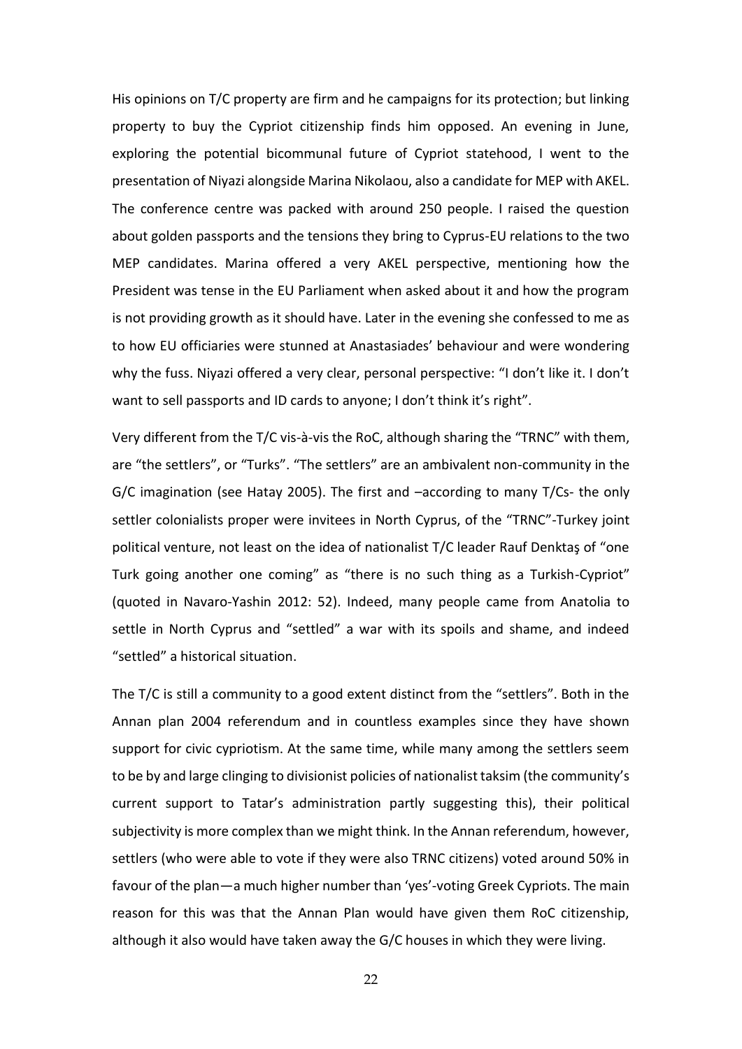His opinions on T/C property are firm and he campaigns for its protection; but linking property to buy the Cypriot citizenship finds him opposed. An evening in June, exploring the potential bicommunal future of Cypriot statehood, I went to the presentation of Niyazi alongside Marina Nikolaou, also a candidate for MEP with AKEL. The conference centre was packed with around 250 people. I raised the question about golden passports and the tensions they bring to Cyprus-EU relations to the two MEP candidates. Marina offered a very AKEL perspective, mentioning how the President was tense in the EU Parliament when asked about it and how the program is not providing growth as it should have. Later in the evening she confessed to me as to how EU officiaries were stunned at Anastasiades' behaviour and were wondering why the fuss. Niyazi offered a very clear, personal perspective: "I don't like it. I don't want to sell passports and ID cards to anyone; I don't think it's right".

Very different from the T/C vis-à-vis the RoC, although sharing the "TRNC" with them, are "the settlers", or "Turks". "The settlers" are an ambivalent non-community in the G/C imagination (see Hatay 2005). The first and –according to many T/Cs- the only settler colonialists proper were invitees in North Cyprus, of the "TRNC"-Turkey joint political venture, not least on the idea of nationalist T/C leader Rauf Denktaş of "one Turk going another one coming" as "there is no such thing as a Turkish-Cypriot" (quoted in Navaro-Yashin 2012: 52). Indeed, many people came from Anatolia to settle in North Cyprus and "settled" a war with its spoils and shame, and indeed "settled" a historical situation.

The T/C is still a community to a good extent distinct from the "settlers". Both in the Annan plan 2004 referendum and in countless examples since they have shown support for civic cypriotism. At the same time, while many among the settlers seem to be by and large clinging to divisionist policies of nationalist taksim (the community's current support to Tatar's administration partly suggesting this), their political subjectivity is more complex than we might think. In the Annan referendum, however, settlers (who were able to vote if they were also TRNC citizens) voted around 50% in favour of the plan—a much higher number than 'yes'-voting Greek Cypriots. The main reason for this was that the Annan Plan would have given them RoC citizenship, although it also would have taken away the G/C houses in which they were living.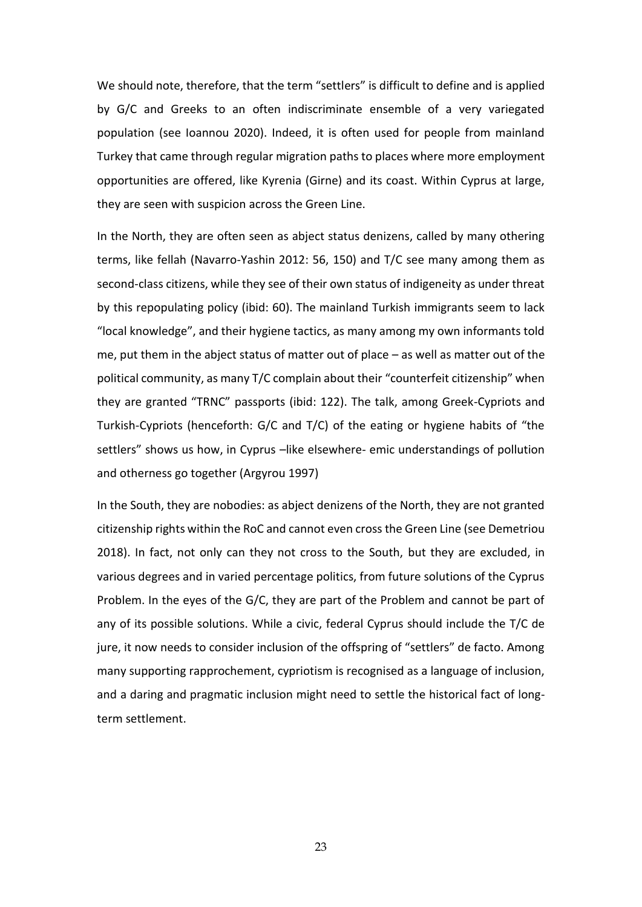We should note, therefore, that the term "settlers" is difficult to define and is applied by G/C and Greeks to an often indiscriminate ensemble of a very variegated population (see Ioannou 2020). Indeed, it is often used for people from mainland Turkey that came through regular migration paths to places where more employment opportunities are offered, like Kyrenia (Girne) and its coast. Within Cyprus at large, they are seen with suspicion across the Green Line.

In the North, they are often seen as abject status denizens, called by many othering terms, like fellah (Navarro-Yashin 2012: 56, 150) and T/C see many among them as second-class citizens, while they see of their own status of indigeneity as under threat by this repopulating policy (ibid: 60). The mainland Turkish immigrants seem to lack "local knowledge", and their hygiene tactics, as many among my own informants told me, put them in the abject status of matter out of place – as well as matter out of the political community, as many T/C complain about their "counterfeit citizenship" when they are granted "TRNC" passports (ibid: 122). The talk, among Greek-Cypriots and Turkish-Cypriots (henceforth: G/C and T/C) of the eating or hygiene habits of "the settlers" shows us how, in Cyprus –like elsewhere- emic understandings of pollution and otherness go together (Argyrou 1997)

In the South, they are nobodies: as abject denizens of the North, they are not granted citizenship rights within the RoC and cannot even cross the Green Line (see Demetriou 2018). In fact, not only can they not cross to the South, but they are excluded, in various degrees and in varied percentage politics, from future solutions of the Cyprus Problem. In the eyes of the G/C, they are part of the Problem and cannot be part of any of its possible solutions. While a civic, federal Cyprus should include the T/C de jure, it now needs to consider inclusion of the offspring of "settlers" de facto. Among many supporting rapprochement, cypriotism is recognised as a language of inclusion, and a daring and pragmatic inclusion might need to settle the historical fact of long-term settlement.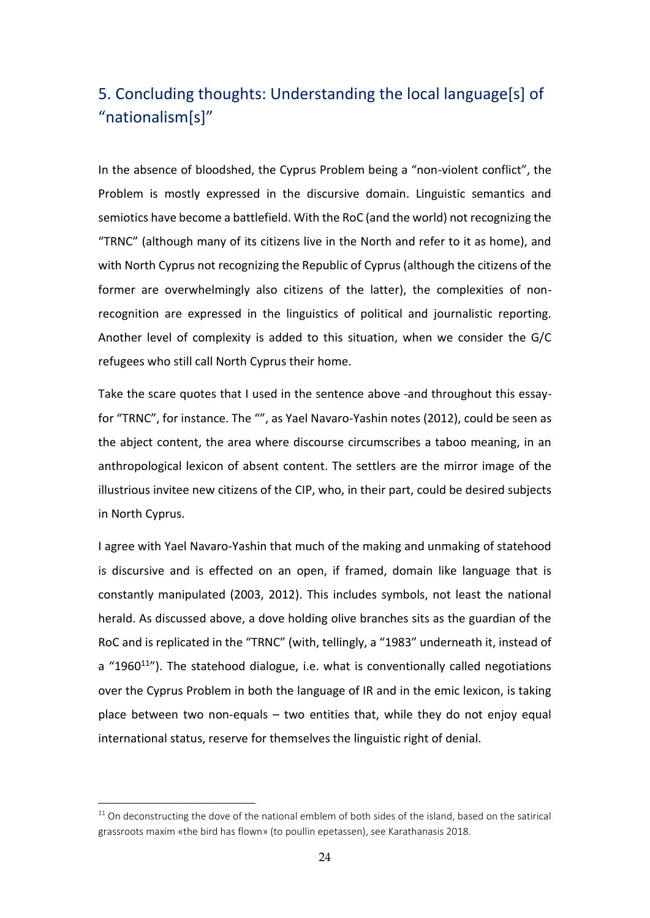## 5. Concluding thoughts: Understanding the local language[s] of "nationalism[s]"

In the absence of bloodshed, the Cyprus Problem being a "non-violent conflict", the Problem is mostly expressed in the discursive domain. Linguistic semantics and semiotics have become a battlefield. With the RoC (and the world) not recognizing the "TRNC" (although many of its citizens live in the North and refer to it as home), and with North Cyprus not recognizing the Republic of Cyprus (although the citizens of the former are overwhelmingly also citizens of the latter), the complexities of non-recognition are expressed in the linguistics of political and journalistic reporting. Another level of complexity is added to this situation, when we consider the G/C refugees who still call North Cyprus their home.

Take the scare quotes that I used in the sentence above -and throughout this essay-for "TRNC", for instance. The "", as Yael Navaro-Yashin notes (2012), could be seen as the abject content, the area where discourse circumscribes a taboo meaning, in an anthropological lexicon of absent content. The settlers are the mirror image of the illustrious invitee new citizens of the CIP, who, in their part, could be desired subjects in North Cyprus.

I agree with Yael Navaro-Yashin that much of the making and unmaking of statehood is discursive and is effected on an open, if framed, domain like language that is constantly manipulated (2003, 2012). This includes symbols, not least the national herald. As discussed above, a dove holding olive branches sits as the guardian of the RoC and is replicated in the "TRNC" (with, tellingly, a "1983" underneath it, instead of a "1960[11]"). The statehood dialogue, i.e. what is conventionally called negotiations over the Cyprus Problem in both the language of IR and in the emic lexicon, is taking place between two non-equals – two entities that, while they do not enjoy equal international status, reserve for themselves the linguistic right of denial.

[11] On deconstructing the dove of the national emblem of both sides of the island, based on the satirical grassroots maxim «the bird has flown» (to poullin epetassen), see Karathanasis 2018.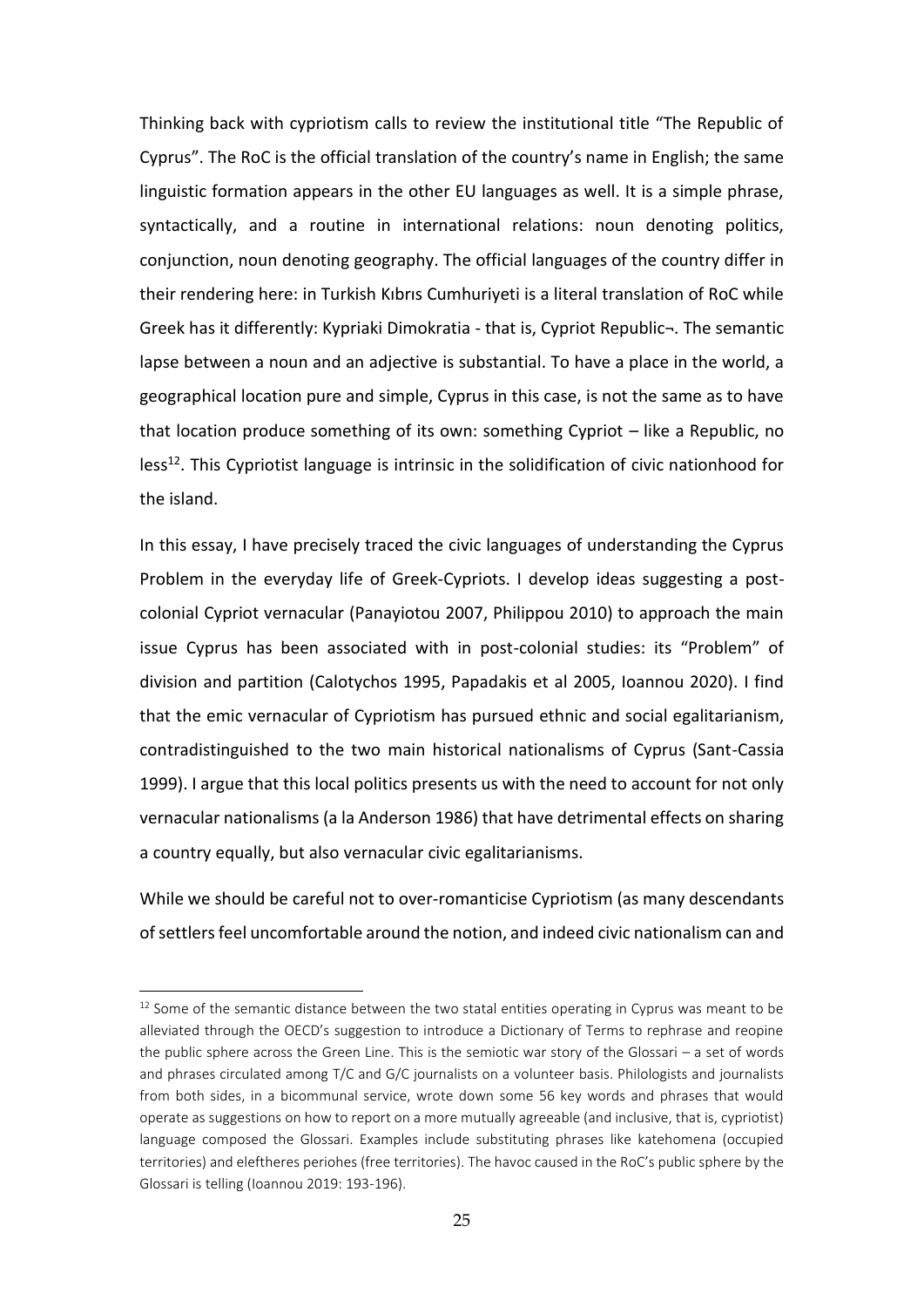Thinking back with cypriotism calls to review the institutional title "The Republic of Cyprus". The RoC is the official translation of the country's name in English; the same linguistic formation appears in the other EU languages as well. It is a simple phrase, syntactically, and a routine in international relations: noun denoting politics, conjunction, noun denoting geography. The official languages of the country differ in their rendering here: in Turkish Kıbrıs Cumhuriyeti is a literal translation of RoC while Greek has it differently: Kypriaki Dimokratia - that is, Cypriot Republic¬. The semantic lapse between a noun and an adjective is substantial. To have a place in the world, a geographical location pure and simple, Cyprus in this case, is not the same as to have that location produce something of its own: something Cypriot – like a Republic, no less[12]. This Cypriotist language is intrinsic in the solidification of civic nationhood for the island.

In this essay, I have precisely traced the civic languages of understanding the Cyprus Problem in the everyday life of Greek-Cypriots. I develop ideas suggesting a post-colonial Cypriot vernacular (Panayiotou 2007, Philippou 2010) to approach the main issue Cyprus has been associated with in post-colonial studies: its "Problem" of division and partition (Calotychos 1995, Papadakis et al 2005, Ioannou 2020). I find that the emic vernacular of Cypriotism has pursued ethnic and social egalitarianism, contradistinguished to the two main historical nationalisms of Cyprus (Sant-Cassia 1999). I argue that this local politics presents us with the need to account for not only vernacular nationalisms (a la Anderson 1986) that have detrimental effects on sharing a country equally, but also vernacular civic egalitarianisms.

While we should be careful not to over-romanticise Cypriotism (as many descendants of settlers feel uncomfortable around the notion, and indeed civic nationalism can and

[12] Some of the semantic distance between the two statal entities operating in Cyprus was meant to be alleviated through the OECD's suggestion to introduce a Dictionary of Terms to rephrase and reopine the public sphere across the Green Line. This is the semiotic war story of the Glossari – a set of words and phrases circulated among T/C and G/C journalists on a volunteer basis. Philologists and journalists from both sides, in a bicommunal service, wrote down some 56 key words and phrases that would operate as suggestions on how to report on a more mutually agreeable (and inclusive, that is, cypriotist) language composed the Glossari. Examples include substituting phrases like katehomena (occupied territories) and eleftheres periohes (free territories). The havoc caused in the RoC's public sphere by the Glossari is telling (Ioannou 2019: 193-196).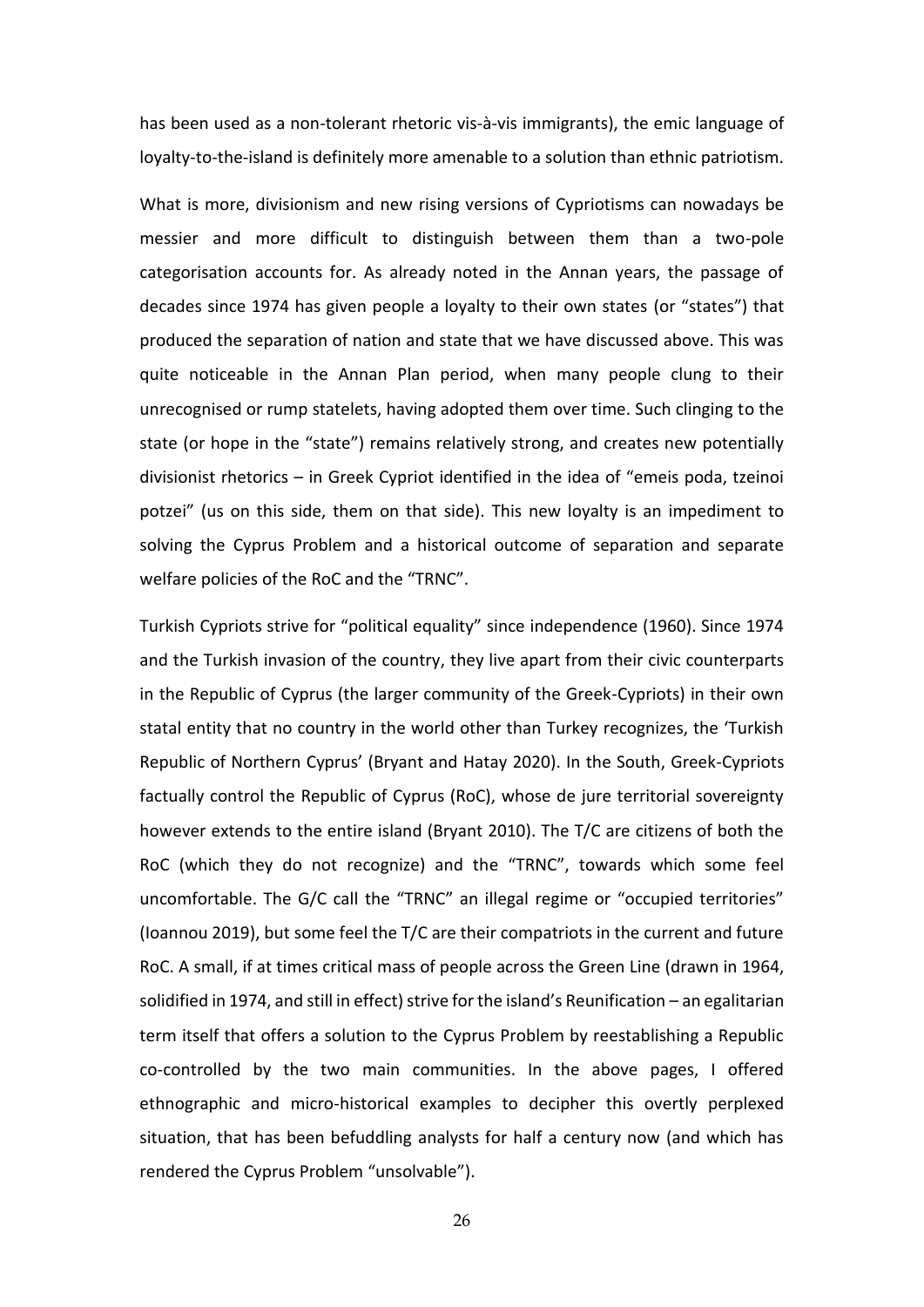has been used as a non-tolerant rhetoric vis-à-vis immigrants), the emic language of loyalty-to-the-island is definitely more amenable to a solution than ethnic patriotism.

What is more, divisionism and new rising versions of Cypriotisms can nowadays be messier and more difficult to distinguish between them than a two-pole categorisation accounts for. As already noted in the Annan years, the passage of decades since 1974 has given people a loyalty to their own states (or "states") that produced the separation of nation and state that we have discussed above. This was quite noticeable in the Annan Plan period, when many people clung to their unrecognised or rump statelets, having adopted them over time. Such clinging to the state (or hope in the "state") remains relatively strong, and creates new potentially divisionist rhetorics – in Greek Cypriot identified in the idea of "emeis poda, tzeinoi potzei" (us on this side, them on that side). This new loyalty is an impediment to solving the Cyprus Problem and a historical outcome of separation and separate welfare policies of the RoC and the "TRNC".

Turkish Cypriots strive for "political equality" since independence (1960). Since 1974 and the Turkish invasion of the country, they live apart from their civic counterparts in the Republic of Cyprus (the larger community of the Greek-Cypriots) in their own statal entity that no country in the world other than Turkey recognizes, the 'Turkish Republic of Northern Cyprus' (Bryant and Hatay 2020). In the South, Greek-Cypriots factually control the Republic of Cyprus (RoC), whose de jure territorial sovereignty however extends to the entire island (Bryant 2010). The T/C are citizens of both the RoC (which they do not recognize) and the "TRNC", towards which some feel uncomfortable. The G/C call the "TRNC" an illegal regime or "occupied territories" (Ioannou 2019), but some feel the T/C are their compatriots in the current and future RoC. A small, if at times critical mass of people across the Green Line (drawn in 1964, solidified in 1974, and still in effect) strive for the island's Reunification – an egalitarian term itself that offers a solution to the Cyprus Problem by reestablishing a Republic co-controlled by the two main communities. In the above pages, I offered ethnographic and micro-historical examples to decipher this overtly perplexed situation, that has been befuddling analysts for half a century now (and which has rendered the Cyprus Problem "unsolvable").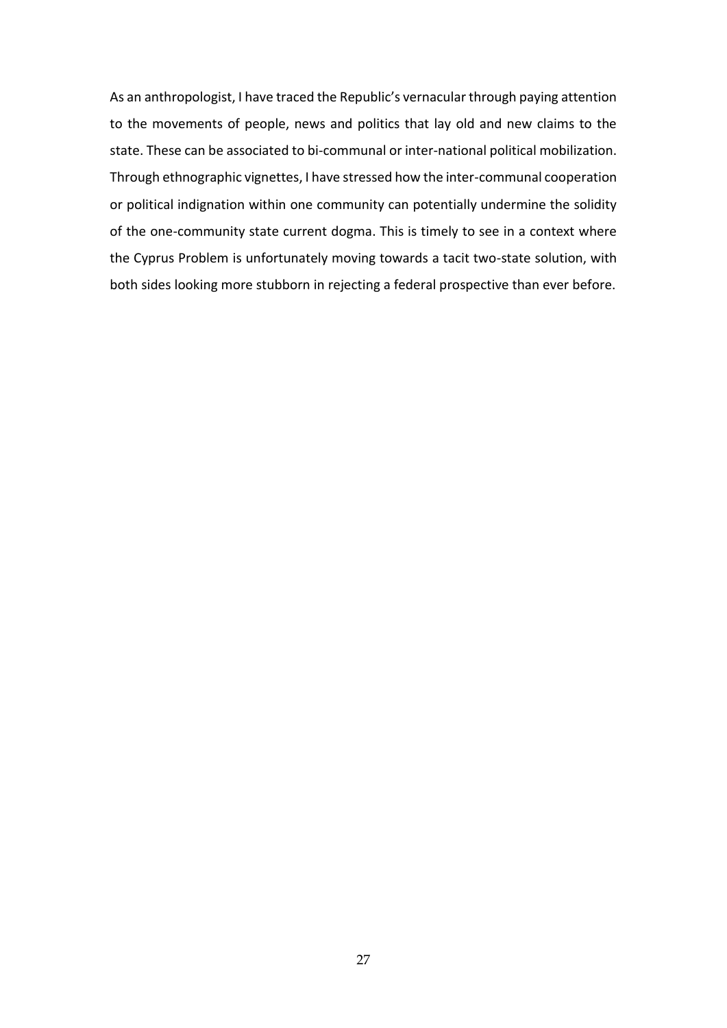As an anthropologist, I have traced the Republic's vernacular through paying attention to the movements of people, news and politics that lay old and new claims to the state. These can be associated to bi-communal or inter-national political mobilization. Through ethnographic vignettes, I have stressed how the inter-communal cooperation or political indignation within one community can potentially undermine the solidity of the one-community state current dogma. This is timely to see in a context where the Cyprus Problem is unfortunately moving towards a tacit two-state solution, with both sides looking more stubborn in rejecting a federal prospective than ever before.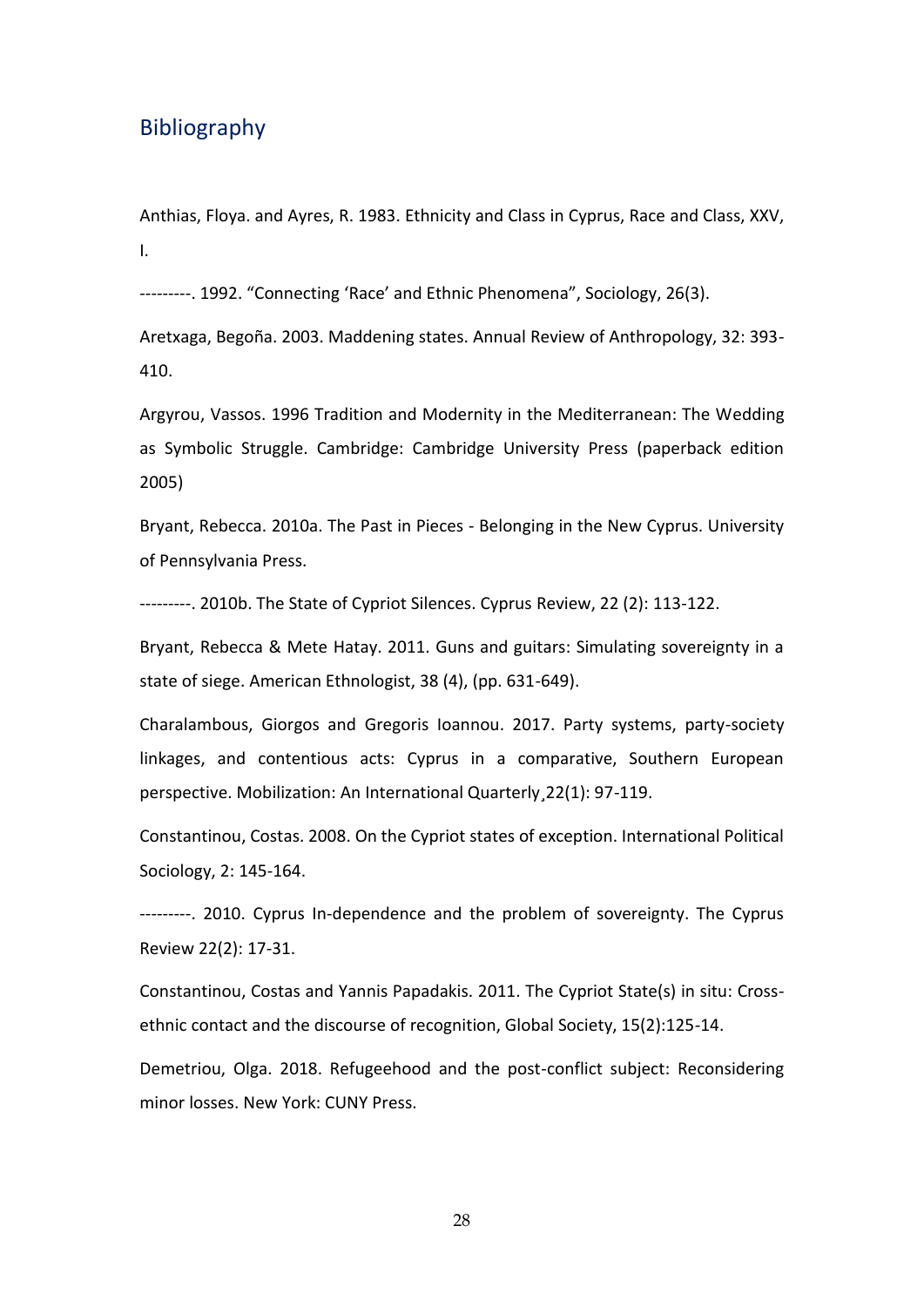## Bibliography

Anthias, Floya. and Ayres, R. 1983. Ethnicity and Class in Cyprus, Race and Class, XXV, I.

---------. 1992. “Connecting ‘Race’ and Ethnic Phenomena”, Sociology, 26(3).

Aretxaga, Begoña. 2003. Maddening states. Annual Review of Anthropology, 32: 393-410.

Argyrou, Vassos. 1996 Tradition and Modernity in the Mediterranean: The Wedding as Symbolic Struggle. Cambridge: Cambridge University Press (paperback edition 2005)

Bryant, Rebecca. 2010a. The Past in Pieces - Belonging in the New Cyprus. University of Pennsylvania Press.

---------. 2010b. The State of Cypriot Silences. Cyprus Review, 22 (2): 113-122.

Bryant, Rebecca & Mete Hatay. 2011. Guns and guitars: Simulating sovereignty in a state of siege. American Ethnologist, 38 (4), (pp. 631-649).

Charalambous, Giorgos and Gregoris Ioannou. 2017. Party systems, party-society linkages, and contentious acts: Cyprus in a comparative, Southern European perspective. Mobilization: An International Quarterly¸22(1): 97-119.

Constantinou, Costas. 2008. On the Cypriot states of exception. International Political Sociology, 2: 145-164.

---------. 2010. Cyprus In-dependence and the problem of sovereignty. The Cyprus Review 22(2): 17-31.

Constantinou, Costas and Yannis Papadakis. 2011. The Cypriot State(s) in situ: Cross-ethnic contact and the discourse of recognition, Global Society, 15(2):125-14.

Demetriou, Olga. 2018. Refugeehood and the post-conflict subject: Reconsidering minor losses. New York: CUNY Press.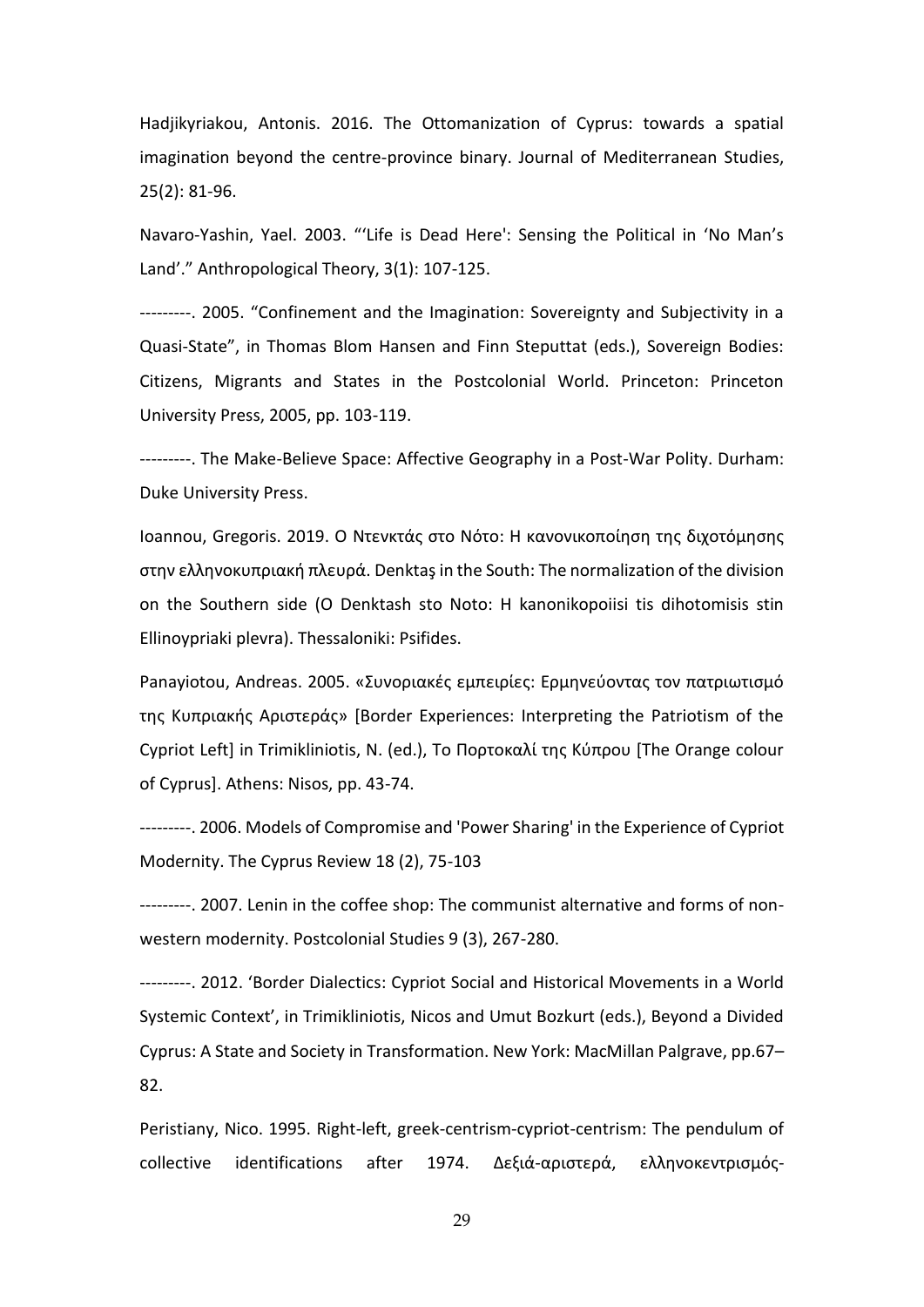Hadjikyriakou, Antonis. 2016. The Ottomanization of Cyprus: towards a spatial imagination beyond the centre-province binary. Journal of Mediterranean Studies, 25(2): 81-96.

Navaro-Yashin, Yael. 2003. "'Life is Dead Here': Sensing the Political in 'No Man's Land'." Anthropological Theory, 3(1): 107-125.

---------. 2005. "Confinement and the Imagination: Sovereignty and Subjectivity in a Quasi-State", in Thomas Blom Hansen and Finn Steputtat (eds.), Sovereign Bodies: Citizens, Migrants and States in the Postcolonial World. Princeton: Princeton University Press, 2005, pp. 103-119.

---------. The Make-Believe Space: Affective Geography in a Post-War Polity. Durham: Duke University Press.

Ioannou, Gregoris. 2019. Ο Ντενκτάς στο Νότο: Η κανονικοποίηση της διχοτόμησης στην ελληνοκυπριακή πλευρά. Denktaş in the South: The normalization of the division on the Southern side (O Denktash sto Noto: H kanonikopoiisi tis dihotomisis stin Ellinoypriaki plevra). Thessaloniki: Psifides.

Panayiotou, Andreas. 2005. «Συνοριακές εμπειρίες: Ερμηνεύοντας τον πατριωτισμό της Κυπριακής Αριστεράς» [Border Experiences: Interpreting the Patriotism of the Cypriot Left] in Trimikliniotis, N. (ed.), Το Πορτοκαλί της Κύπρου [The Orange colour of Cyprus]. Athens: Nisos, pp. 43-74.

---------. 2006. Models of Compromise and 'Power Sharing' in the Experience of Cypriot Modernity. The Cyprus Review 18 (2), 75-103

---------. 2007. Lenin in the coffee shop: The communist alternative and forms of non-western modernity. Postcolonial Studies 9 (3), 267-280.

---------. 2012. 'Border Dialectics: Cypriot Social and Historical Movements in a World Systemic Context', in Trimikliniotis, Nicos and Umut Bozkurt (eds.), Beyond a Divided Cyprus: A State and Society in Transformation. New York: MacMillan Palgrave, pp.67–82.

Peristiany, Nico. 1995. Right-left, greek-centrism-cypriot-centrism: The pendulum of collective identifications after 1974. Δεξιά-αριστερά, ελληνοκεντρισμός-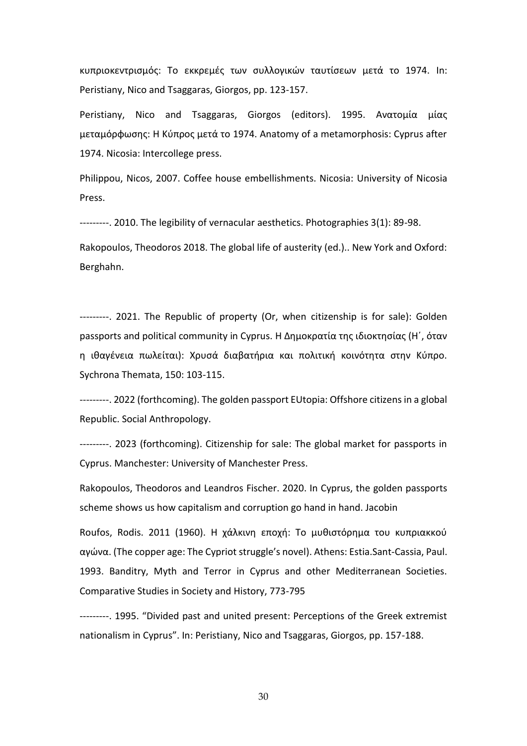κυπριοκεντρισμός: Το εκκρεμές των συλλογικών ταυτίσεων μετά το 1974. In: Peristiany, Nico and Tsaggaras, Giorgos, pp. 123-157.

Peristiany, Nico and Tsaggaras, Giorgos (editors). 1995. Ανατομία μίας μεταμόρφωσης: Η Κύπρος μετά το 1974. Anatomy of a metamorphosis: Cyprus after 1974. Nicosia: Intercollege press.

Philippou, Nicos, 2007. Coffee house embellishments. Nicosia: University of Nicosia Press.

---------. 2010. The legibility of vernacular aesthetics. Photographies 3(1): 89-98.

Rakopoulos, Theodoros 2018. The global life of austerity (ed.).. New York and Oxford: Berghahn.

---------. 2021. The Republic of property (Or, when citizenship is for sale): Golden passports and political community in Cyprus. Η Δημοκρατία της ιδιοκτησίας (Η΄, όταν η ιθαγένεια πωλείται): Χρυσά διαβατήρια και πολιτική κοινότητα στην Κύπρο. Sychrona Themata, 150: 103-115.

---------. 2022 (forthcoming). The golden passport EUtopia: Offshore citizens in a global Republic. Social Anthropology.

---------. 2023 (forthcoming). Citizenship for sale: The global market for passports in Cyprus. Manchester: University of Manchester Press.

Rakopoulos, Theodoros and Leandros Fischer. 2020. In Cyprus, the golden passports scheme shows us how capitalism and corruption go hand in hand. Jacobin

Roufos, Rodis. 2011 (1960). Η χάλκινη εποχή: Το μυθιστόρημα του κυπριακκού αγώνα. (The copper age: The Cypriot struggle's novel). Athens: Estia.Sant-Cassia, Paul. 1993. Banditry, Myth and Terror in Cyprus and other Mediterranean Societies. Comparative Studies in Society and History, 773-795

---------. 1995. "Divided past and united present: Perceptions of the Greek extremist nationalism in Cyprus". In: Peristiany, Nico and Tsaggaras, Giorgos, pp. 157-188.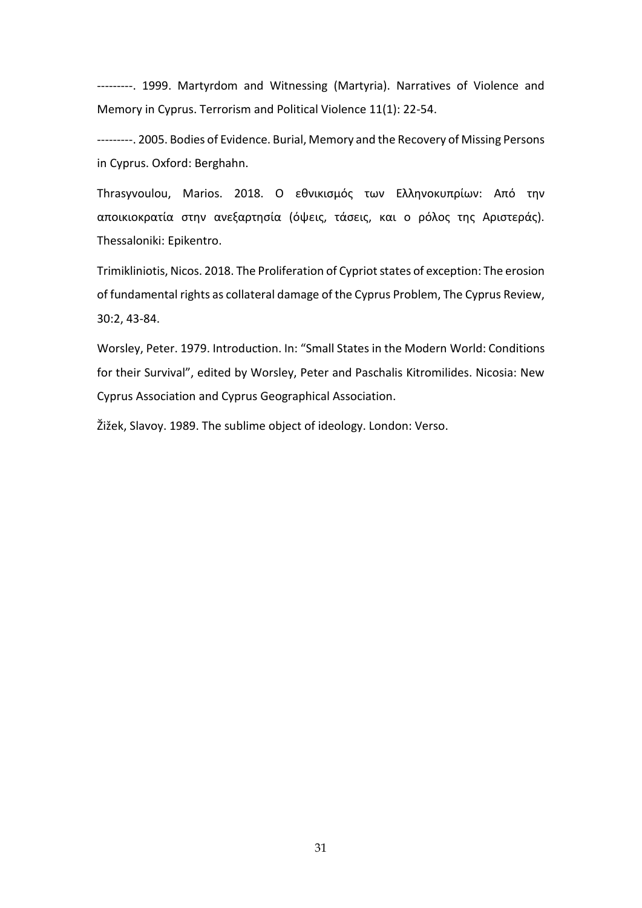---------. 1999. Martyrdom and Witnessing (Martyria). Narratives of Violence and Memory in Cyprus. Terrorism and Political Violence 11(1): 22-54.

---------. 2005. Bodies of Evidence. Burial, Memory and the Recovery of Missing Persons in Cyprus. Oxford: Berghahn.

Thrasyvoulou, Marios. 2018. Ο εθνικισμός των Ελληνοκυπρίων: Από την αποικιοκρατία στην ανεξαρτησία (όψεις, τάσεις, και ο ρόλος της Αριστεράς). Thessaloniki: Epikentro.

Trimikliniotis, Nicos. 2018. The Proliferation of Cypriot states of exception: The erosion of fundamental rights as collateral damage of the Cyprus Problem, The Cyprus Review, 30:2, 43-84.

Worsley, Peter. 1979. Introduction. In: "Small States in the Modern World: Conditions for their Survival", edited by Worsley, Peter and Paschalis Kitromilides. Nicosia: New Cyprus Association and Cyprus Geographical Association.

Žižek, Slavoy. 1989. The sublime object of ideology. London: Verso.